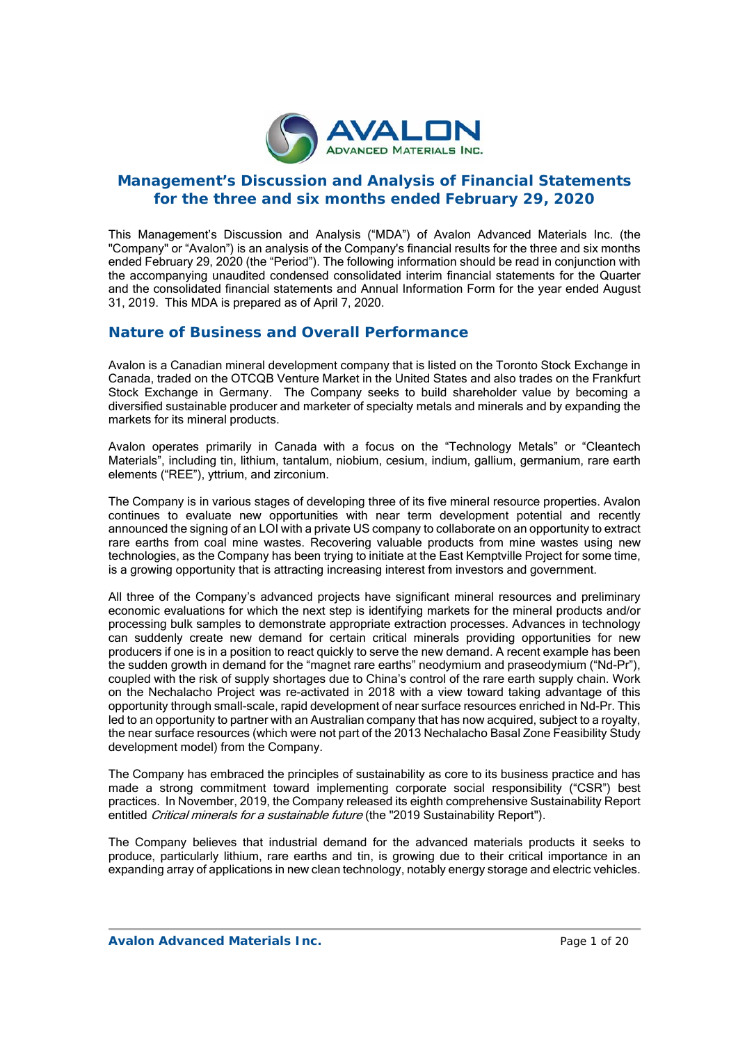# Management's Discussion and Analysis of Financial Statements for the three and six months ended February 29, 2020

This Management's Discussion and Analysis ("MDA") of Avalon Advanced Materials Inc. (the "Company" or "Avalon") is an analysis of the Company's financial results for the three and six months ended February 29, 2020 (the "Period"). The following information should be read in conjunction with the accompanying unaudited condensed consolidated interim financial statements for the Quarter and the consolidated financial statements and Annual Information Form for the year ended August 31, 2019. This MDA is prepared as of April 7, 2020.

## Nature of Business and Overall Performance

Avalon is a Canadian mineral development company that is listed on the Toronto Stock Exchange in Canada, traded on the OTCQB Venture Market in the United States and also trades on the Frankfurt Stock Exchange in Germany. The Company seeks to build shareholder value by becoming a diversified sustainable producer and marketer of specialty metals and minerals and by expanding the markets for its mineral products.

Avalon operates primarily in Canada with a focus on the "Technology Metals" or "Cleantech Materials", including tin, lithium, tantalum, niobium, cesium, indium, gallium, germanium, rare earth elements ("REE"), yttrium, and zirconium.

The Company is in various stages of developing three of its five mineral resource properties. Avalon continues to evaluate new opportunities with near term development potential and recently announced the signing of an LOI with a private US company to collaborate on an opportunity to extract rare earths from coal mine wastes. Recovering valuable products from mine wastes using new technologies, as the Company has been trying to initiate at the East Kemptville Project for some time, is a growing opportunity that is attracting increasing interest from investors and government.

All three of the Company's advanced projects have significant mineral resources and preliminary economic evaluations for which the next step is identifying markets for the mineral products and/or processing bulk samples to demonstrate appropriate extraction processes. Advances in technology can suddenly create new demand for certain critical minerals providing opportunities for new producers if one is in a position to react quickly to serve the new demand. A recent example has been the sudden growth in demand for the "magnet rare earths" neodymium and praseodymium ("Nd-Pr"), coupled with the risk of supply shortages due to China's control of the rare earth supply chain. Work on the Nechalacho Project was re-activated in 2018 with a view toward taking advantage of this opportunity through small-scale, rapid development of near surface resources enriched in Nd-Pr. This led to an opportunity to partner with an Australian company that has now acquired, subject to a royalty, the near surface resources (which were not part of the 2013 Nechalacho Basal Zone Feasibility Study development model) from the Company.

The Company has embraced the principles of sustainability as core to its business practice and has made a strong commitment toward implementing corporate social responsibility ("CSR") best practices. In November, 2019, the Company released its eighth comprehensive Sustainability Report entitled *Critical minerals for a sustainable future* (the "2019 Sustainability Report").

The Company believes that industrial demand for the advanced materials products it seeks to produce, particularly lithium, rare earths and tin, is growing due to their critical importance in an expanding array of applications in new clean technology, notably energy storage and electric vehicles.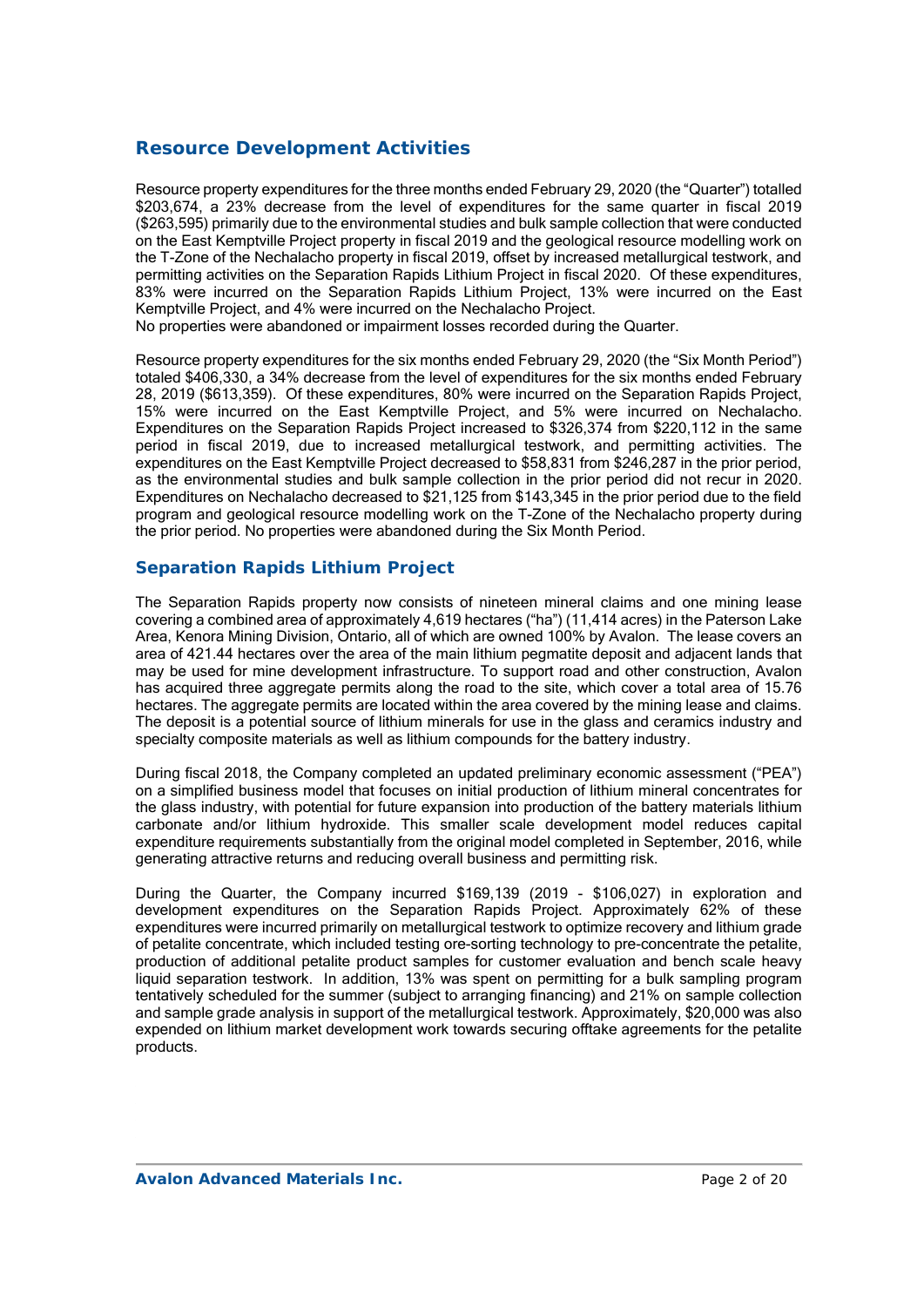## Resource Development Activities

Resource property expenditures for the three months ended February 29, 2020 (the "Quarter") totalled $203,674, a 23% decrease from the level of expenditures for the same quarter in fiscal 2019 ($263,595) primarily due to the environmental studies and bulk sample collection that were conducted on the East Kemptville Project property in fiscal 2019 and the geological resource modelling work on the T-Zone of the Nechalacho property in fiscal 2019, offset by increased metallurgical testwork, and permitting activities on the Separation Rapids Lithium Project in fiscal 2020. Of these expenditures, 83% were incurred on the Separation Rapids Lithium Project, 13% were incurred on the East Kemptville Project, and 4% were incurred on the Nechalacho Project.
No properties were abandoned or impairment losses recorded during the Quarter.

Resource property expenditures for the six months ended February 29, 2020 (the "Six Month Period") totaled $406,330, a 34% decrease from the level of expenditures for the six months ended February 28, 2019 ($613,359). Of these expenditures, 80% were incurred on the Separation Rapids Project, 15% were incurred on the East Kemptville Project, and 5% were incurred on Nechalacho. Expenditures on the Separation Rapids Project increased to $326,374 from $220,112 in the same period in fiscal 2019, due to increased metallurgical testwork, and permitting activities. The expenditures on the East Kemptville Project decreased to $58,831 from $246,287 in the prior period, as the environmental studies and bulk sample collection in the prior period did not recur in 2020. Expenditures on Nechalacho decreased to $21,125 from $143,345 in the prior period due to the field program and geological resource modelling work on the T-Zone of the Nechalacho property during the prior period. No properties were abandoned during the Six Month Period.

## Separation Rapids Lithium Project

The Separation Rapids property now consists of nineteen mineral claims and one mining lease covering a combined area of approximately 4,619 hectares ("ha") (11,414 acres) in the Paterson Lake Area, Kenora Mining Division, Ontario, all of which are owned 100% by Avalon. The lease covers an area of 421.44 hectares over the area of the main lithium pegmatite deposit and adjacent lands that may be used for mine development infrastructure. To support road and other construction, Avalon has acquired three aggregate permits along the road to the site, which cover a total area of 15.76 hectares. The aggregate permits are located within the area covered by the mining lease and claims. The deposit is a potential source of lithium minerals for use in the glass and ceramics industry and specialty composite materials as well as lithium compounds for the battery industry.

During fiscal 2018, the Company completed an updated preliminary economic assessment ("PEA") on a simplified business model that focuses on initial production of lithium mineral concentrates for the glass industry, with potential for future expansion into production of the battery materials lithium carbonate and/or lithium hydroxide. This smaller scale development model reduces capital expenditure requirements substantially from the original model completed in September, 2016, while generating attractive returns and reducing overall business and permitting risk.

During the Quarter, the Company incurred $169,139 (2019 - $106,027) in exploration and development expenditures on the Separation Rapids Project. Approximately 62% of these expenditures were incurred primarily on metallurgical testwork to optimize recovery and lithium grade of petalite concentrate, which included testing ore-sorting technology to pre-concentrate the petalite, production of additional petalite product samples for customer evaluation and bench scale heavy liquid separation testwork. In addition, 13% was spent on permitting for a bulk sampling program tentatively scheduled for the summer (subject to arranging financing) and 21% on sample collection and sample grade analysis in support of the metallurgical testwork. Approximately, $20,000 was also expended on lithium market development work towards securing offtake agreements for the petalite products.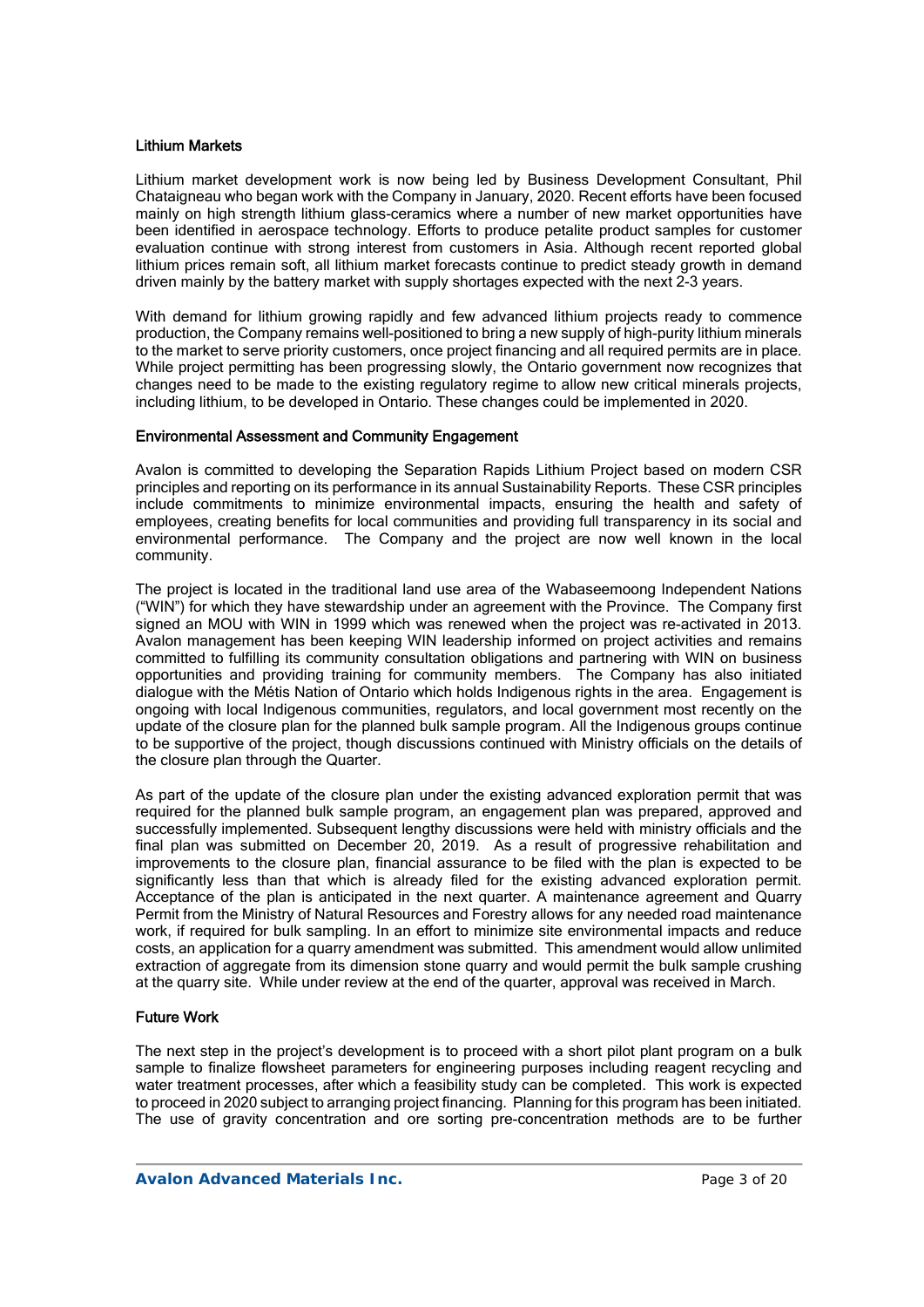### Lithium Markets

Lithium market development work is now being led by Business Development Consultant, Phil Chataigneau who began work with the Company in January, 2020. Recent efforts have been focused mainly on high strength lithium glass-ceramics where a number of new market opportunities have been identified in aerospace technology. Efforts to produce petalite product samples for customer evaluation continue with strong interest from customers in Asia. Although recent reported global lithium prices remain soft, all lithium market forecasts continue to predict steady growth in demand driven mainly by the battery market with supply shortages expected with the next 2-3 years.

With demand for lithium growing rapidly and few advanced lithium projects ready to commence production, the Company remains well-positioned to bring a new supply of high-purity lithium minerals to the market to serve priority customers, once project financing and all required permits are in place. While project permitting has been progressing slowly, the Ontario government now recognizes that changes need to be made to the existing regulatory regime to allow new critical minerals projects, including lithium, to be developed in Ontario. These changes could be implemented in 2020.

### Environmental Assessment and Community Engagement

Avalon is committed to developing the Separation Rapids Lithium Project based on modern CSR principles and reporting on its performance in its annual Sustainability Reports. These CSR principles include commitments to minimize environmental impacts, ensuring the health and safety of employees, creating benefits for local communities and providing full transparency in its social and environmental performance. The Company and the project are now well known in the local community.

The project is located in the traditional land use area of the Wabaseemoong Independent Nations ("WIN") for which they have stewardship under an agreement with the Province. The Company first signed an MOU with WIN in 1999 which was renewed when the project was re-activated in 2013. Avalon management has been keeping WIN leadership informed on project activities and remains committed to fulfilling its community consultation obligations and partnering with WIN on business opportunities and providing training for community members. The Company has also initiated dialogue with the Métis Nation of Ontario which holds Indigenous rights in the area. Engagement is ongoing with local Indigenous communities, regulators, and local government most recently on the update of the closure plan for the planned bulk sample program. All the Indigenous groups continue to be supportive of the project, though discussions continued with Ministry officials on the details of the closure plan through the Quarter.

As part of the update of the closure plan under the existing advanced exploration permit that was required for the planned bulk sample program, an engagement plan was prepared, approved and successfully implemented. Subsequent lengthy discussions were held with ministry officials and the final plan was submitted on December 20, 2019. As a result of progressive rehabilitation and improvements to the closure plan, financial assurance to be filed with the plan is expected to be significantly less than that which is already filed for the existing advanced exploration permit. Acceptance of the plan is anticipated in the next quarter. A maintenance agreement and Quarry Permit from the Ministry of Natural Resources and Forestry allows for any needed road maintenance work, if required for bulk sampling. In an effort to minimize site environmental impacts and reduce costs, an application for a quarry amendment was submitted. This amendment would allow unlimited extraction of aggregate from its dimension stone quarry and would permit the bulk sample crushing at the quarry site. While under review at the end of the quarter, approval was received in March.

### Future Work

The next step in the project's development is to proceed with a short pilot plant program on a bulk sample to finalize flowsheet parameters for engineering purposes including reagent recycling and water treatment processes, after which a feasibility study can be completed. This work is expected to proceed in 2020 subject to arranging project financing. Planning for this program has been initiated. The use of gravity concentration and ore sorting pre-concentration methods are to be further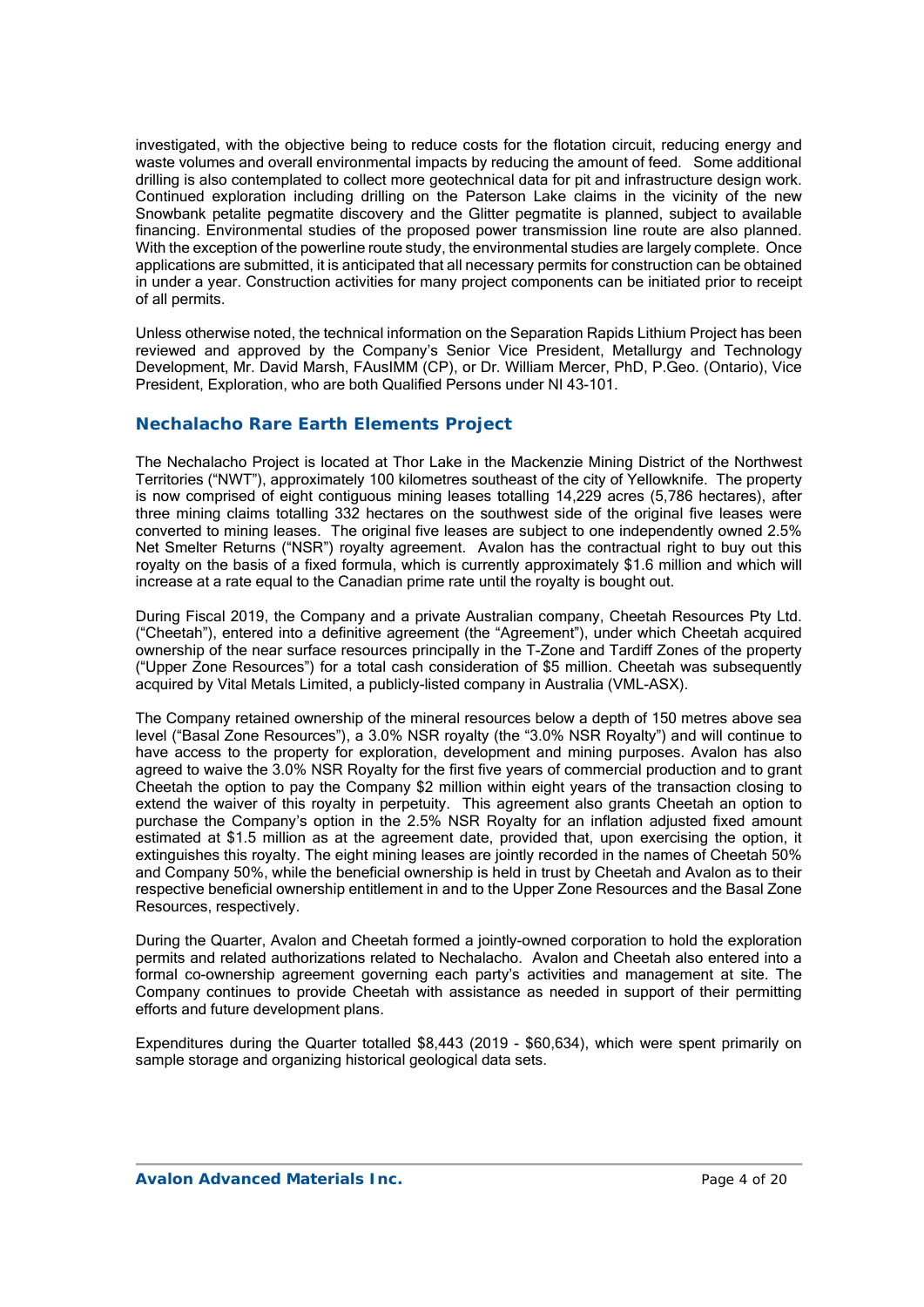investigated, with the objective being to reduce costs for the flotation circuit, reducing energy and waste volumes and overall environmental impacts by reducing the amount of feed. Some additional drilling is also contemplated to collect more geotechnical data for pit and infrastructure design work. Continued exploration including drilling on the Paterson Lake claims in the vicinity of the new Snowbank petalite pegmatite discovery and the Glitter pegmatite is planned, subject to available financing. Environmental studies of the proposed power transmission line route are also planned. With the exception of the powerline route study, the environmental studies are largely complete. Once applications are submitted, it is anticipated that all necessary permits for construction can be obtained in under a year. Construction activities for many project components can be initiated prior to receipt of all permits.

Unless otherwise noted, the technical information on the Separation Rapids Lithium Project has been reviewed and approved by the Company's Senior Vice President, Metallurgy and Technology Development, Mr. David Marsh, FAusIMM (CP), or Dr. William Mercer, PhD, P.Geo. (Ontario), Vice President, Exploration, who are both Qualified Persons under NI 43-101.

## Nechalacho Rare Earth Elements Project

The Nechalacho Project is located at Thor Lake in the Mackenzie Mining District of the Northwest Territories ("NWT"), approximately 100 kilometres southeast of the city of Yellowknife. The property is now comprised of eight contiguous mining leases totalling 14,229 acres (5,786 hectares), after three mining claims totalling 332 hectares on the southwest side of the original five leases were converted to mining leases. The original five leases are subject to one independently owned 2.5% Net Smelter Returns ("NSR") royalty agreement. Avalon has the contractual right to buy out this royalty on the basis of a fixed formula, which is currently approximately $1.6 million and which will increase at a rate equal to the Canadian prime rate until the royalty is bought out.

During Fiscal 2019, the Company and a private Australian company, Cheetah Resources Pty Ltd. ("Cheetah"), entered into a definitive agreement (the "Agreement"), under which Cheetah acquired ownership of the near surface resources principally in the T-Zone and Tardiff Zones of the property ("Upper Zone Resources") for a total cash consideration of $5 million. Cheetah was subsequently acquired by Vital Metals Limited, a publicly-listed company in Australia (VML-ASX).

The Company retained ownership of the mineral resources below a depth of 150 metres above sea level ("Basal Zone Resources"), a 3.0% NSR royalty (the "3.0% NSR Royalty") and will continue to have access to the property for exploration, development and mining purposes. Avalon has also agreed to waive the 3.0% NSR Royalty for the first five years of commercial production and to grant Cheetah the option to pay the Company $2 million within eight years of the transaction closing to extend the waiver of this royalty in perpetuity. This agreement also grants Cheetah an option to purchase the Company's option in the 2.5% NSR Royalty for an inflation adjusted fixed amount estimated at $1.5 million as at the agreement date, provided that, upon exercising the option, it extinguishes this royalty. The eight mining leases are jointly recorded in the names of Cheetah 50% and Company 50%, while the beneficial ownership is held in trust by Cheetah and Avalon as to their respective beneficial ownership entitlement in and to the Upper Zone Resources and the Basal Zone Resources, respectively.

During the Quarter, Avalon and Cheetah formed a jointly-owned corporation to hold the exploration permits and related authorizations related to Nechalacho. Avalon and Cheetah also entered into a formal co-ownership agreement governing each party's activities and management at site. The Company continues to provide Cheetah with assistance as needed in support of their permitting efforts and future development plans.

Expenditures during the Quarter totalled $8,443 (2019 - $60,634), which were spent primarily on sample storage and organizing historical geological data sets.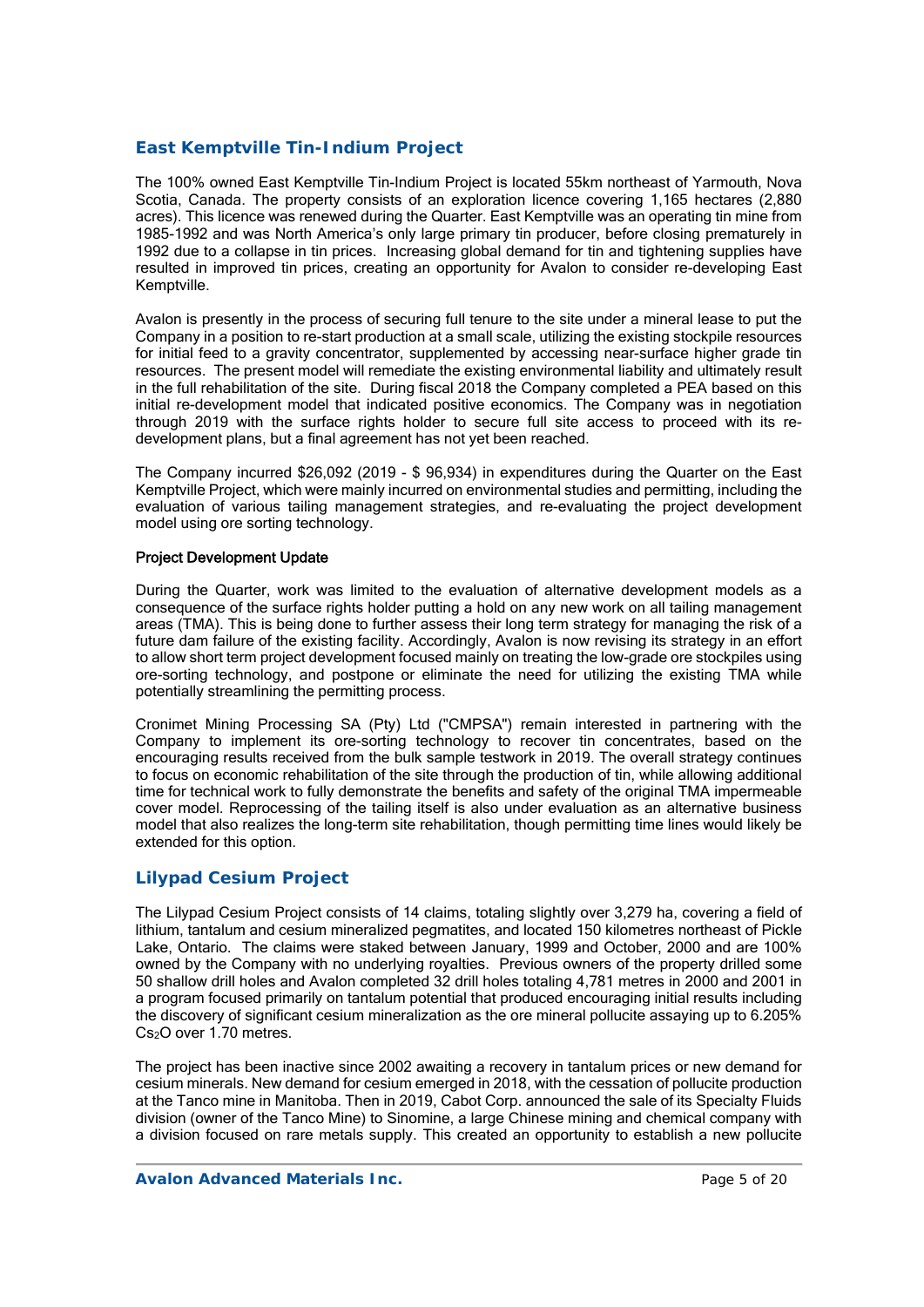## East Kemptville Tin-Indium Project

The 100% owned East Kemptville Tin-Indium Project is located 55km northeast of Yarmouth, Nova Scotia, Canada. The property consists of an exploration licence covering 1,165 hectares (2,880 acres). This licence was renewed during the Quarter. East Kemptville was an operating tin mine from 1985-1992 and was North America's only large primary tin producer, before closing prematurely in 1992 due to a collapse in tin prices. Increasing global demand for tin and tightening supplies have resulted in improved tin prices, creating an opportunity for Avalon to consider re-developing East Kemptville.

Avalon is presently in the process of securing full tenure to the site under a mineral lease to put the Company in a position to re-start production at a small scale, utilizing the existing stockpile resources for initial feed to a gravity concentrator, supplemented by accessing near-surface higher grade tin resources. The present model will remediate the existing environmental liability and ultimately result in the full rehabilitation of the site. During fiscal 2018 the Company completed a PEA based on this initial re-development model that indicated positive economics. The Company was in negotiation through 2019 with the surface rights holder to secure full site access to proceed with its re-development plans, but a final agreement has not yet been reached.

The Company incurred $26,092 (2019 - $ 96,934) in expenditures during the Quarter on the East Kemptville Project, which were mainly incurred on environmental studies and permitting, including the evaluation of various tailing management strategies, and re-evaluating the project development model using ore sorting technology.

### Project Development Update

During the Quarter, work was limited to the evaluation of alternative development models as a consequence of the surface rights holder putting a hold on any new work on all tailing management areas (TMA). This is being done to further assess their long term strategy for managing the risk of a future dam failure of the existing facility. Accordingly, Avalon is now revising its strategy in an effort to allow short term project development focused mainly on treating the low-grade ore stockpiles using ore-sorting technology, and postpone or eliminate the need for utilizing the existing TMA while potentially streamlining the permitting process.

Cronimet Mining Processing SA (Pty) Ltd ("CMPSA") remain interested in partnering with the Company to implement its ore-sorting technology to recover tin concentrates, based on the encouraging results received from the bulk sample testwork in 2019. The overall strategy continues to focus on economic rehabilitation of the site through the production of tin, while allowing additional time for technical work to fully demonstrate the benefits and safety of the original TMA impermeable cover model. Reprocessing of the tailing itself is also under evaluation as an alternative business model that also realizes the long-term site rehabilitation, though permitting time lines would likely be extended for this option.

## Lilypad Cesium Project

The Lilypad Cesium Project consists of 14 claims, totaling slightly over 3,279 ha, covering a field of lithium, tantalum and cesium mineralized pegmatites, and located 150 kilometres northeast of Pickle Lake, Ontario. The claims were staked between January, 1999 and October, 2000 and are 100% owned by the Company with no underlying royalties. Previous owners of the property drilled some 50 shallow drill holes and Avalon completed 32 drill holes totaling 4,781 metres in 2000 and 2001 in a program focused primarily on tantalum potential that produced encouraging initial results including the discovery of significant cesium mineralization as the ore mineral pollucite assaying up to 6.205% $Cs_2O$ over 1.70 metres.

The project has been inactive since 2002 awaiting a recovery in tantalum prices or new demand for cesium minerals. New demand for cesium emerged in 2018, with the cessation of pollucite production at the Tanco mine in Manitoba. Then in 2019, Cabot Corp. announced the sale of its Specialty Fluids division (owner of the Tanco Mine) to Sinomine, a large Chinese mining and chemical company with a division focused on rare metals supply. This created an opportunity to establish a new pollucite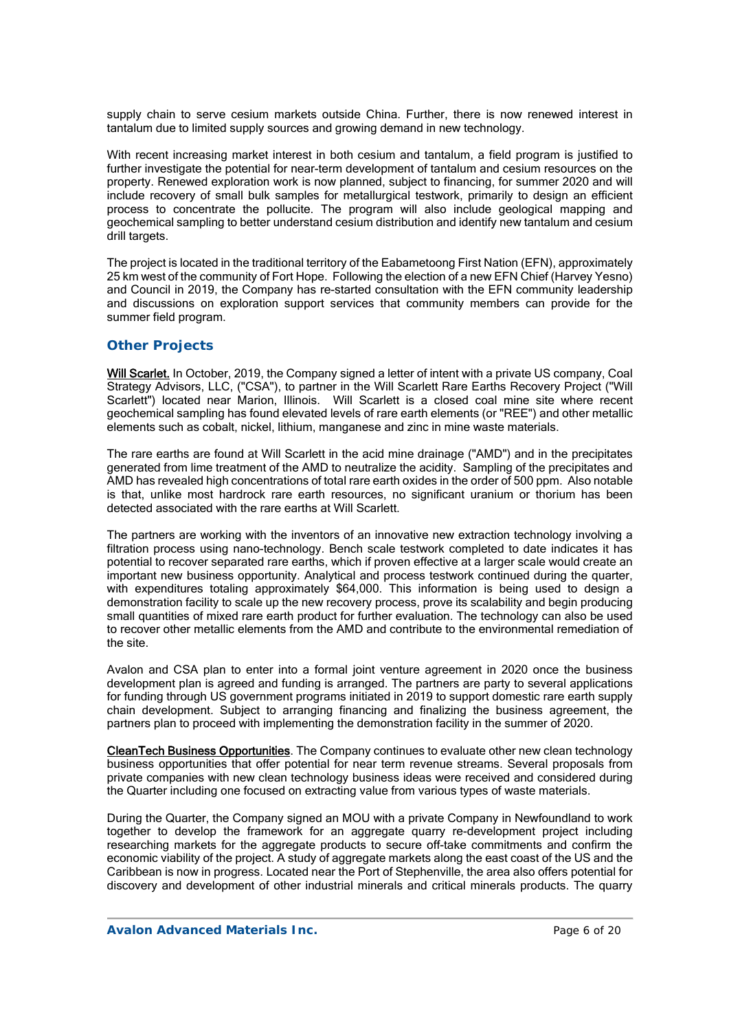supply chain to serve cesium markets outside China. Further, there is now renewed interest in tantalum due to limited supply sources and growing demand in new technology.

With recent increasing market interest in both cesium and tantalum, a field program is justified to further investigate the potential for near-term development of tantalum and cesium resources on the property. Renewed exploration work is now planned, subject to financing, for summer 2020 and will include recovery of small bulk samples for metallurgical testwork, primarily to design an efficient process to concentrate the pollucite. The program will also include geological mapping and geochemical sampling to better understand cesium distribution and identify new tantalum and cesium drill targets.

The project is located in the traditional territory of the Eabametoong First Nation (EFN), approximately 25 km west of the community of Fort Hope. Following the election of a new EFN Chief (Harvey Yesno) and Council in 2019, the Company has re-started consultation with the EFN community leadership and discussions on exploration support services that community members can provide for the summer field program.

## Other Projects

Will Scarlet. In October, 2019, the Company signed a letter of intent with a private US company, Coal Strategy Advisors, LLC, ("CSA"), to partner in the Will Scarlett Rare Earths Recovery Project ("Will Scarlett") located near Marion, Illinois. Will Scarlett is a closed coal mine site where recent geochemical sampling has found elevated levels of rare earth elements (or "REE") and other metallic elements such as cobalt, nickel, lithium, manganese and zinc in mine waste materials.

The rare earths are found at Will Scarlett in the acid mine drainage ("AMD") and in the precipitates generated from lime treatment of the AMD to neutralize the acidity. Sampling of the precipitates and AMD has revealed high concentrations of total rare earth oxides in the order of 500 ppm. Also notable is that, unlike most hardrock rare earth resources, no significant uranium or thorium has been detected associated with the rare earths at Will Scarlett.

The partners are working with the inventors of an innovative new extraction technology involving a filtration process using nano-technology. Bench scale testwork completed to date indicates it has potential to recover separated rare earths, which if proven effective at a larger scale would create an important new business opportunity. Analytical and process testwork continued during the quarter, with expenditures totaling approximately $64,000. This information is being used to design a demonstration facility to scale up the new recovery process, prove its scalability and begin producing small quantities of mixed rare earth product for further evaluation. The technology can also be used to recover other metallic elements from the AMD and contribute to the environmental remediation of the site.

Avalon and CSA plan to enter into a formal joint venture agreement in 2020 once the business development plan is agreed and funding is arranged. The partners are party to several applications for funding through US government programs initiated in 2019 to support domestic rare earth supply chain development. Subject to arranging financing and finalizing the business agreement, the partners plan to proceed with implementing the demonstration facility in the summer of 2020.

CleanTech Business Opportunities. The Company continues to evaluate other new clean technology business opportunities that offer potential for near term revenue streams. Several proposals from private companies with new clean technology business ideas were received and considered during the Quarter including one focused on extracting value from various types of waste materials.

During the Quarter, the Company signed an MOU with a private Company in Newfoundland to work together to develop the framework for an aggregate quarry re-development project including researching markets for the aggregate products to secure off-take commitments and confirm the economic viability of the project. A study of aggregate markets along the east coast of the US and the Caribbean is now in progress. Located near the Port of Stephenville, the area also offers potential for discovery and development of other industrial minerals and critical minerals products. The quarry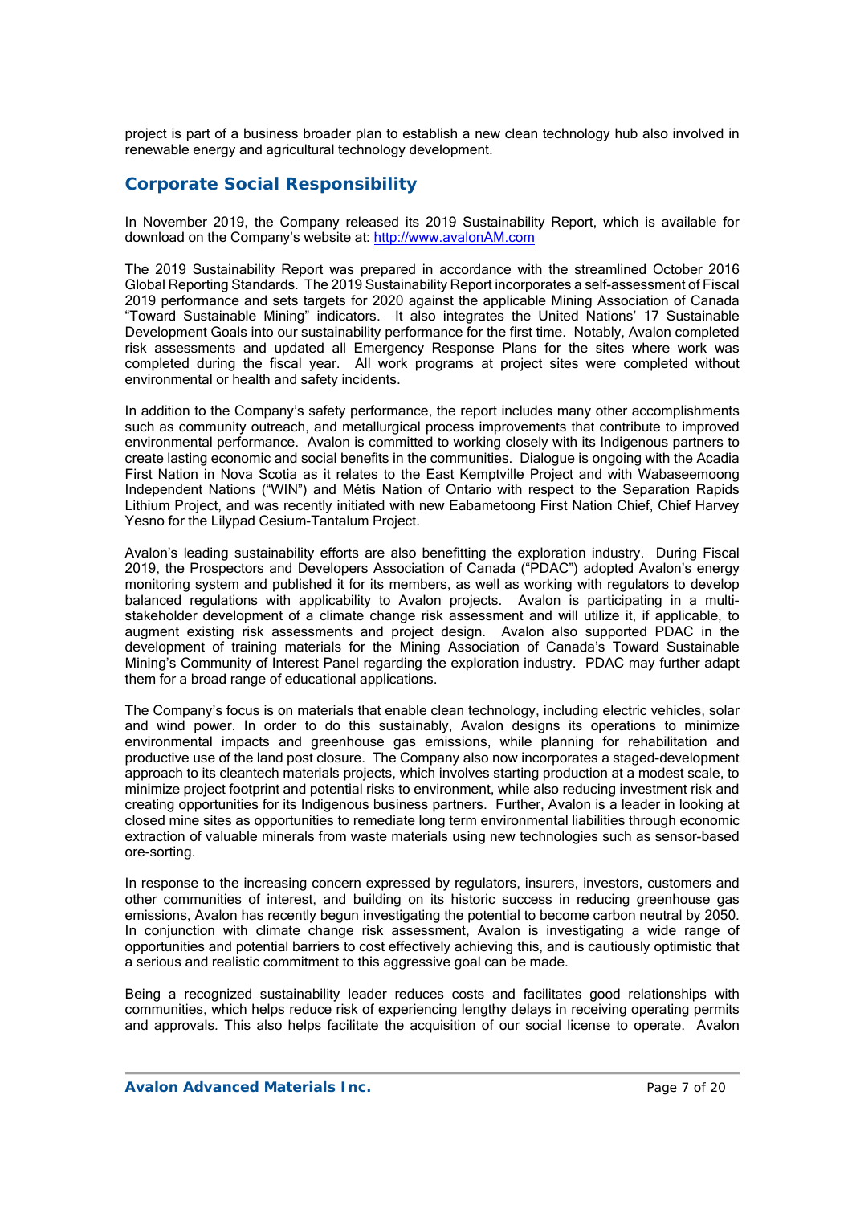project is part of a business broader plan to establish a new clean technology hub also involved in renewable energy and agricultural technology development.

## Corporate Social Responsibility

In November 2019, the Company released its 2019 Sustainability Report, which is available for download on the Company's website at: http://www.avalonAM.com

The 2019 Sustainability Report was prepared in accordance with the streamlined October 2016 Global Reporting Standards. The 2019 Sustainability Report incorporates a self-assessment of Fiscal 2019 performance and sets targets for 2020 against the applicable Mining Association of Canada "Toward Sustainable Mining" indicators. It also integrates the United Nations' 17 Sustainable Development Goals into our sustainability performance for the first time. Notably, Avalon completed risk assessments and updated all Emergency Response Plans for the sites where work was completed during the fiscal year. All work programs at project sites were completed without environmental or health and safety incidents.

In addition to the Company's safety performance, the report includes many other accomplishments such as community outreach, and metallurgical process improvements that contribute to improved environmental performance. Avalon is committed to working closely with its Indigenous partners to create lasting economic and social benefits in the communities. Dialogue is ongoing with the Acadia First Nation in Nova Scotia as it relates to the East Kemptville Project and with Wabaseemoong Independent Nations ("WIN") and Métis Nation of Ontario with respect to the Separation Rapids Lithium Project, and was recently initiated with new Eabametoong First Nation Chief, Chief Harvey Yesno for the Lilypad Cesium-Tantalum Project.

Avalon's leading sustainability efforts are also benefitting the exploration industry. During Fiscal 2019, the Prospectors and Developers Association of Canada ("PDAC") adopted Avalon's energy monitoring system and published it for its members, as well as working with regulators to develop balanced regulations with applicability to Avalon projects. Avalon is participating in a multi-stakeholder development of a climate change risk assessment and will utilize it, if applicable, to augment existing risk assessments and project design. Avalon also supported PDAC in the development of training materials for the Mining Association of Canada's Toward Sustainable Mining's Community of Interest Panel regarding the exploration industry. PDAC may further adapt them for a broad range of educational applications.

The Company's focus is on materials that enable clean technology, including electric vehicles, solar and wind power. In order to do this sustainably, Avalon designs its operations to minimize environmental impacts and greenhouse gas emissions, while planning for rehabilitation and productive use of the land post closure. The Company also now incorporates a staged-development approach to its cleantech materials projects, which involves starting production at a modest scale, to minimize project footprint and potential risks to environment, while also reducing investment risk and creating opportunities for its Indigenous business partners. Further, Avalon is a leader in looking at closed mine sites as opportunities to remediate long term environmental liabilities through economic extraction of valuable minerals from waste materials using new technologies such as sensor-based ore-sorting.

In response to the increasing concern expressed by regulators, insurers, investors, customers and other communities of interest, and building on its historic success in reducing greenhouse gas emissions, Avalon has recently begun investigating the potential to become carbon neutral by 2050. In conjunction with climate change risk assessment, Avalon is investigating a wide range of opportunities and potential barriers to cost effectively achieving this, and is cautiously optimistic that a serious and realistic commitment to this aggressive goal can be made.

Being a recognized sustainability leader reduces costs and facilitates good relationships with communities, which helps reduce risk of experiencing lengthy delays in receiving operating permits and approvals. This also helps facilitate the acquisition of our social license to operate. Avalon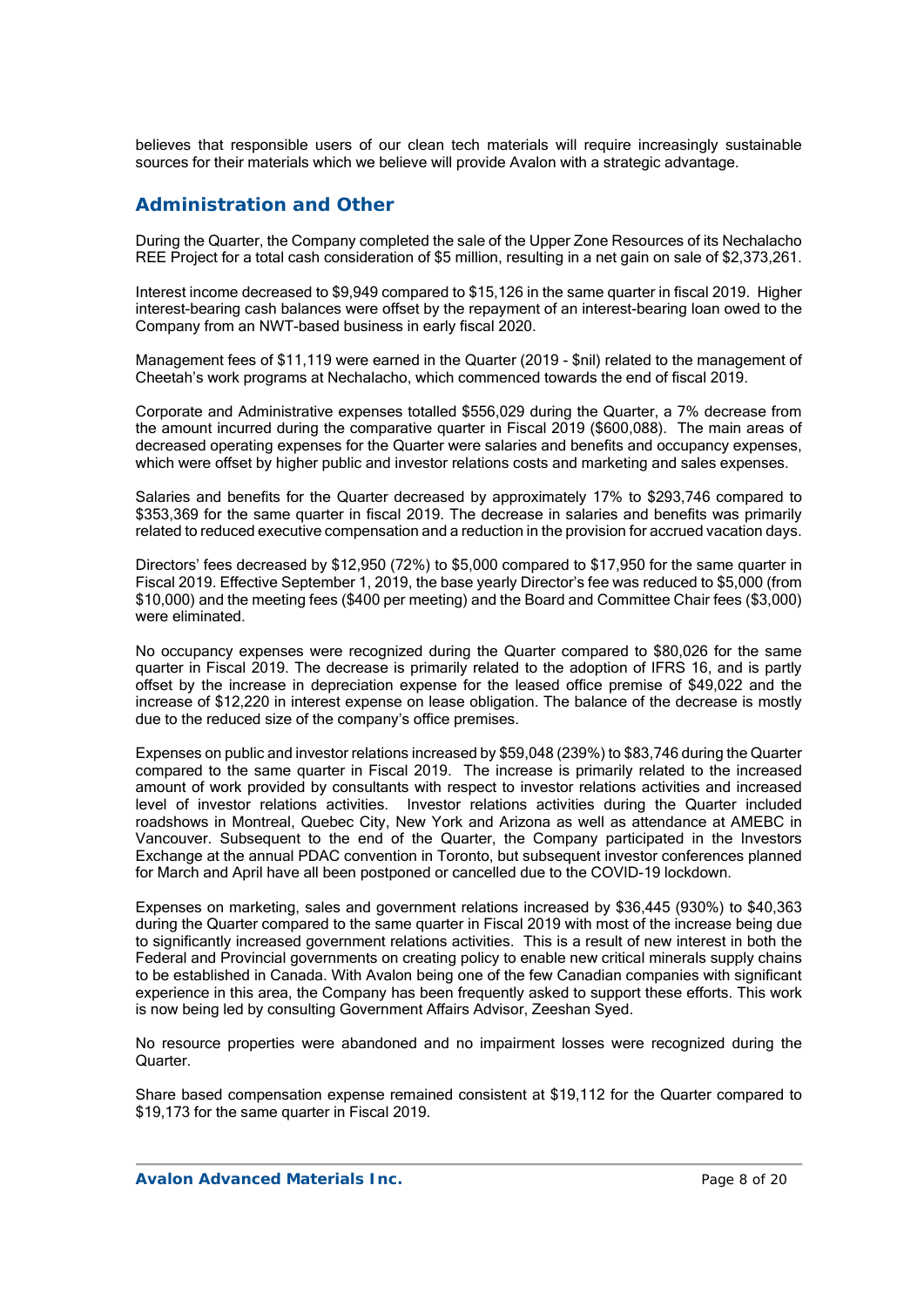believes that responsible users of our clean tech materials will require increasingly sustainable sources for their materials which we believe will provide Avalon with a strategic advantage.

## Administration and Other

During the Quarter, the Company completed the sale of the Upper Zone Resources of its Nechalacho REE Project for a total cash consideration of $5 million, resulting in a net gain on sale of $2,373,261.

Interest income decreased to $9,949 compared to $15,126 in the same quarter in fiscal 2019. Higher interest-bearing cash balances were offset by the repayment of an interest-bearing loan owed to the Company from an NWT-based business in early fiscal 2020.

Management fees of $11,119 were earned in the Quarter (2019 - $nil) related to the management of Cheetah's work programs at Nechalacho, which commenced towards the end of fiscal 2019.

Corporate and Administrative expenses totalled $556,029 during the Quarter, a 7% decrease from the amount incurred during the comparative quarter in Fiscal 2019 ($600,088). The main areas of decreased operating expenses for the Quarter were salaries and benefits and occupancy expenses, which were offset by higher public and investor relations costs and marketing and sales expenses.

Salaries and benefits for the Quarter decreased by approximately 17% to $293,746 compared to $353,369 for the same quarter in fiscal 2019. The decrease in salaries and benefits was primarily related to reduced executive compensation and a reduction in the provision for accrued vacation days.

Directors' fees decreased by $12,950 (72%) to $5,000 compared to $17,950 for the same quarter in Fiscal 2019. Effective September 1, 2019, the base yearly Director's fee was reduced to $5,000 (from $10,000) and the meeting fees ($400 per meeting) and the Board and Committee Chair fees ($3,000) were eliminated.

No occupancy expenses were recognized during the Quarter compared to $80,026 for the same quarter in Fiscal 2019. The decrease is primarily related to the adoption of IFRS 16, and is partly offset by the increase in depreciation expense for the leased office premise of $49,022 and the increase of $12,220 in interest expense on lease obligation. The balance of the decrease is mostly due to the reduced size of the company's office premises.

Expenses on public and investor relations increased by $59,048 (239%) to $83,746 during the Quarter compared to the same quarter in Fiscal 2019. The increase is primarily related to the increased amount of work provided by consultants with respect to investor relations activities and increased level of investor relations activities. Investor relations activities during the Quarter included roadshows in Montreal, Quebec City, New York and Arizona as well as attendance at AMEBC in Vancouver. Subsequent to the end of the Quarter, the Company participated in the Investors Exchange at the annual PDAC convention in Toronto, but subsequent investor conferences planned for March and April have all been postponed or cancelled due to the COVID-19 lockdown.

Expenses on marketing, sales and government relations increased by $36,445 (930%) to $40,363 during the Quarter compared to the same quarter in Fiscal 2019 with most of the increase being due to significantly increased government relations activities. This is a result of new interest in both the Federal and Provincial governments on creating policy to enable new critical minerals supply chains to be established in Canada. With Avalon being one of the few Canadian companies with significant experience in this area, the Company has been frequently asked to support these efforts. This work is now being led by consulting Government Affairs Advisor, Zeeshan Syed.

No resource properties were abandoned and no impairment losses were recognized during the Quarter.

Share based compensation expense remained consistent at $19,112 for the Quarter compared to $19,173 for the same quarter in Fiscal 2019.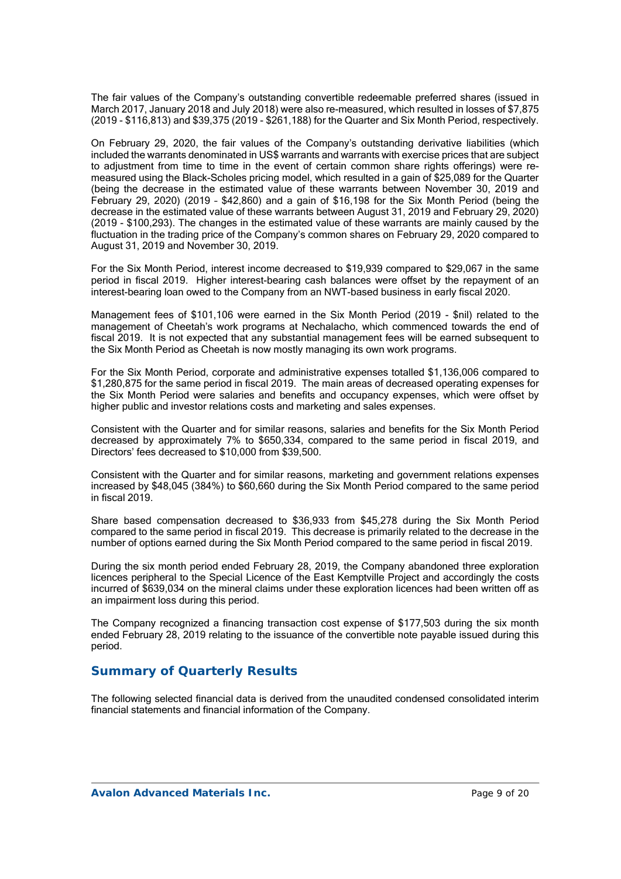The fair values of the Company's outstanding convertible redeemable preferred shares (issued in March 2017, January 2018 and July 2018) were also re-measured, which resulted in losses of $7,875 (2019 - $116,813) and $39,375 (2019 - $261,188) for the Quarter and Six Month Period, respectively.

On February 29, 2020, the fair values of the Company's outstanding derivative liabilities (which included the warrants denominated in US$ warrants and warrants with exercise prices that are subject to adjustment from time to time in the event of certain common share rights offerings) were re-measured using the Black-Scholes pricing model, which resulted in a gain of $25,089 for the Quarter (being the decrease in the estimated value of these warrants between November 30, 2019 and February 29, 2020) (2019 – $42,860) and a gain of $16,198 for the Six Month Period (being the decrease in the estimated value of these warrants between August 31, 2019 and February 29, 2020) (2019 - $100,293). The changes in the estimated value of these warrants are mainly caused by the fluctuation in the trading price of the Company's common shares on February 29, 2020 compared to August 31, 2019 and November 30, 2019.

For the Six Month Period, interest income decreased to $19,939 compared to $29,067 in the same period in fiscal 2019. Higher interest-bearing cash balances were offset by the repayment of an interest-bearing loan owed to the Company from an NWT-based business in early fiscal 2020.

Management fees of $101,106 were earned in the Six Month Period (2019 - $nil) related to the management of Cheetah's work programs at Nechalacho, which commenced towards the end of fiscal 2019. It is not expected that any substantial management fees will be earned subsequent to the Six Month Period as Cheetah is now mostly managing its own work programs.

For the Six Month Period, corporate and administrative expenses totalled $1,136,006 compared to $1,280,875 for the same period in fiscal 2019. The main areas of decreased operating expenses for the Six Month Period were salaries and benefits and occupancy expenses, which were offset by higher public and investor relations costs and marketing and sales expenses.

Consistent with the Quarter and for similar reasons, salaries and benefits for the Six Month Period decreased by approximately 7% to $650,334, compared to the same period in fiscal 2019, and Directors' fees decreased to $10,000 from $39,500.

Consistent with the Quarter and for similar reasons, marketing and government relations expenses increased by $48,045 (384%) to $60,660 during the Six Month Period compared to the same period in fiscal 2019.

Share based compensation decreased to $36,933 from $45,278 during the Six Month Period compared to the same period in fiscal 2019. This decrease is primarily related to the decrease in the number of options earned during the Six Month Period compared to the same period in fiscal 2019.

During the six month period ended February 28, 2019, the Company abandoned three exploration licences peripheral to the Special Licence of the East Kemptville Project and accordingly the costs incurred of $639,034 on the mineral claims under these exploration licences had been written off as an impairment loss during this period.

The Company recognized a financing transaction cost expense of $177,503 during the six month ended February 28, 2019 relating to the issuance of the convertible note payable issued during this period.

## Summary of Quarterly Results

The following selected financial data is derived from the unaudited condensed consolidated interim financial statements and financial information of the Company.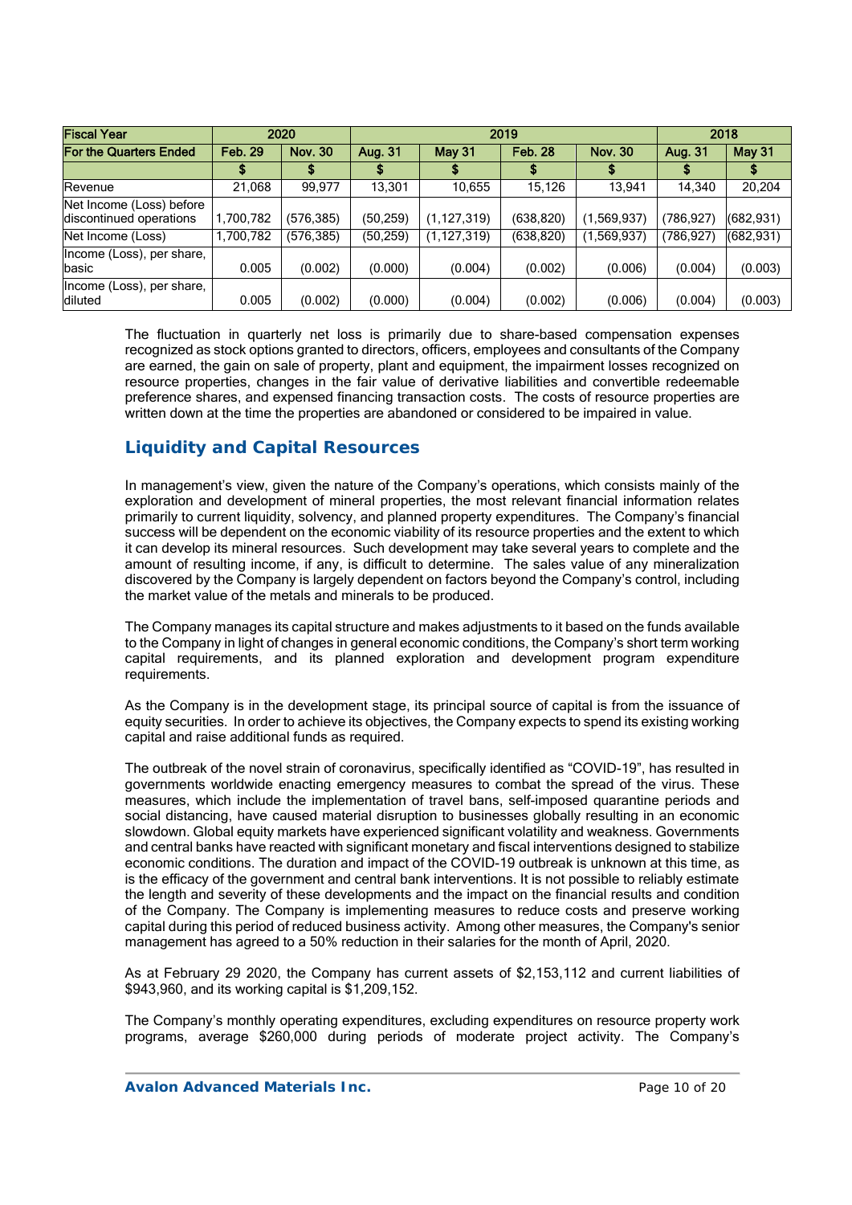| Fiscal Year | 2020 | | 2019 | | | | 2018 | |
|---|---|---|---|---|---|---|---|---|
| For the Quarters Ended | Feb. 29 | Nov. 30 | Aug. 31 | May 31 | Feb. 28 | Nov. 30 | Aug. 31 | May 31 |
| | $ | $ | $ | $ | $ | $ | $ | $ |
| Revenue | 21,068 | 99,977 | 13,301 | 10,655 | 15,126 | 13,941 | 14,340 | 20,204 |
| Net Income (Loss) before discontinued operations | 1,700,782 | (576,385) | (50,259) | (1,127,319) | (638,820) | (1,569,937) | (786,927) | (682,931) |
| Net Income (Loss) | 1,700,782 | (576,385) | (50,259) | (1,127,319) | (638,820) | (1,569,937) | (786,927) | (682,931) |
| Income (Loss), per share, basic | 0.005 | (0.002) | (0.000) | (0.004) | (0.002) | (0.006) | (0.004) | (0.003) |
| Income (Loss), per share, diluted | 0.005 | (0.002) | (0.000) | (0.004) | (0.002) | (0.006) | (0.004) | (0.003) |

The fluctuation in quarterly net loss is primarily due to share-based compensation expenses recognized as stock options granted to directors, officers, employees and consultants of the Company are earned, the gain on sale of property, plant and equipment, the impairment losses recognized on resource properties, changes in the fair value of derivative liabilities and convertible redeemable preference shares, and expensed financing transaction costs. The costs of resource properties are written down at the time the properties are abandoned or considered to be impaired in value.

## Liquidity and Capital Resources

In management's view, given the nature of the Company's operations, which consists mainly of the exploration and development of mineral properties, the most relevant financial information relates primarily to current liquidity, solvency, and planned property expenditures. The Company's financial success will be dependent on the economic viability of its resource properties and the extent to which it can develop its mineral resources. Such development may take several years to complete and the amount of resulting income, if any, is difficult to determine. The sales value of any mineralization discovered by the Company is largely dependent on factors beyond the Company's control, including the market value of the metals and minerals to be produced.

The Company manages its capital structure and makes adjustments to it based on the funds available to the Company in light of changes in general economic conditions, the Company's short term working capital requirements, and its planned exploration and development program expenditure requirements.

As the Company is in the development stage, its principal source of capital is from the issuance of equity securities. In order to achieve its objectives, the Company expects to spend its existing working capital and raise additional funds as required.

The outbreak of the novel strain of coronavirus, specifically identified as "COVID-19", has resulted in governments worldwide enacting emergency measures to combat the spread of the virus. These measures, which include the implementation of travel bans, self-imposed quarantine periods and social distancing, have caused material disruption to businesses globally resulting in an economic slowdown. Global equity markets have experienced significant volatility and weakness. Governments and central banks have reacted with significant monetary and fiscal interventions designed to stabilize economic conditions. The duration and impact of the COVID-19 outbreak is unknown at this time, as is the efficacy of the government and central bank interventions. It is not possible to reliably estimate the length and severity of these developments and the impact on the financial results and condition of the Company. The Company is implementing measures to reduce costs and preserve working capital during this period of reduced business activity. Among other measures, the Company's senior management has agreed to a 50% reduction in their salaries for the month of April, 2020.

As at February 29 2020, the Company has current assets of $2,153,112 and current liabilities of $943,960, and its working capital is $1,209,152.

The Company's monthly operating expenditures, excluding expenditures on resource property work programs, average $260,000 during periods of moderate project activity. The Company's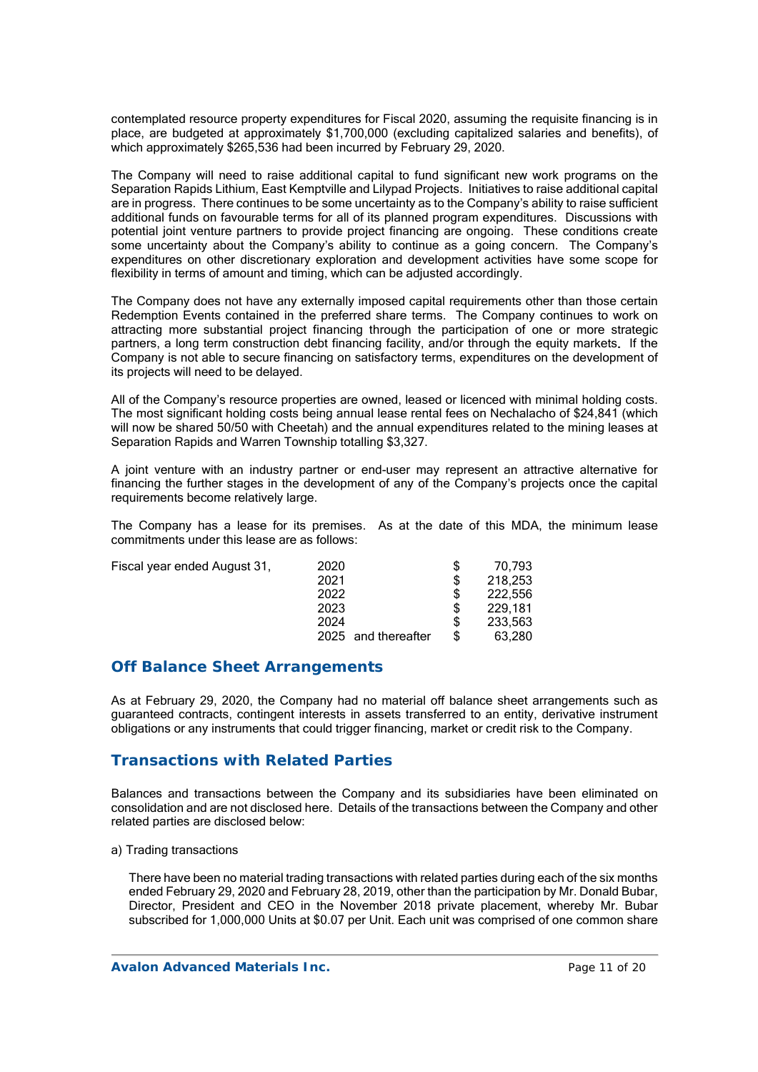contemplated resource property expenditures for Fiscal 2020, assuming the requisite financing is in place, are budgeted at approximately $1,700,000 (excluding capitalized salaries and benefits), of which approximately $265,536 had been incurred by February 29, 2020.

The Company will need to raise additional capital to fund significant new work programs on the Separation Rapids Lithium, East Kemptville and Lilypad Projects. Initiatives to raise additional capital are in progress. There continues to be some uncertainty as to the Company's ability to raise sufficient additional funds on favourable terms for all of its planned program expenditures. Discussions with potential joint venture partners to provide project financing are ongoing. These conditions create some uncertainty about the Company's ability to continue as a going concern. The Company's expenditures on other discretionary exploration and development activities have some scope for flexibility in terms of amount and timing, which can be adjusted accordingly.

The Company does not have any externally imposed capital requirements other than those certain Redemption Events contained in the preferred share terms. The Company continues to work on attracting more substantial project financing through the participation of one or more strategic partners, a long term construction debt financing facility, and/or through the equity markets. If the Company is not able to secure financing on satisfactory terms, expenditures on the development of its projects will need to be delayed.

All of the Company's resource properties are owned, leased or licenced with minimal holding costs. The most significant holding costs being annual lease rental fees on Nechalacho of $24,841 (which will now be shared 50/50 with Cheetah) and the annual expenditures related to the mining leases at Separation Rapids and Warren Township totalling $3,327.

A joint venture with an industry partner or end-user may represent an attractive alternative for financing the further stages in the development of any of the Company's projects once the capital requirements become relatively large.

The Company has a lease for its premises. As at the date of this MDA, the minimum lease commitments under this lease are as follows:

| Fiscal year ended August 31, | | |
|---|---|---|
| | 2020 | $ 70,793 |
| | 2021 | $ 218,253 |
| | 2022 | $ 222,556 |
| | 2023 | $ 229,181 |
| | 2024 | $ 233,563 |
| | 2025 and thereafter | $ 63,280 |

## Off Balance Sheet Arrangements

As at February 29, 2020, the Company had no material off balance sheet arrangements such as guaranteed contracts, contingent interests in assets transferred to an entity, derivative instrument obligations or any instruments that could trigger financing, market or credit risk to the Company.

## Transactions with Related Parties

Balances and transactions between the Company and its subsidiaries have been eliminated on consolidation and are not disclosed here. Details of the transactions between the Company and other related parties are disclosed below:

a) Trading transactions

There have been no material trading transactions with related parties during each of the six months ended February 29, 2020 and February 28, 2019, other than the participation by Mr. Donald Bubar, Director, President and CEO in the November 2018 private placement, whereby Mr. Bubar subscribed for 1,000,000 Units at $0.07 per Unit. Each unit was comprised of one common share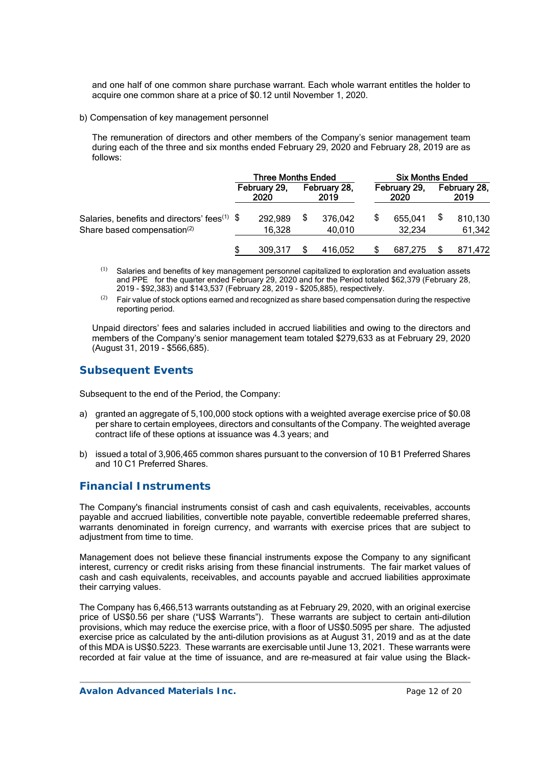and one half of one common share purchase warrant. Each whole warrant entitles the holder to acquire one common share at a price of $0.12 until November 1, 2020.

b) Compensation of key management personnel

The remuneration of directors and other members of the Company's senior management team during each of the three and six months ended February 29, 2020 and February 28, 2019 are as follows:

| | Three Months Ended | | Six Months Ended | |
|---|---|---|---|---|
| | February 29, 2020 | February 28, 2019 | February 29, 2020 | February 28, 2019 |
| Salaries, benefits and directors' fees[(1)] | $ 292,989 | $ 376,042 | $ 655,041 | $ 810,130 |
| Share based compensation[(2)] | 16,328 | 40,010 | 32,234 | 61,342 |
| | $ 309,317 | $ 416,052 | $ 687,275 | $ 871,472 |

(1) Salaries and benefits of key management personnel capitalized to exploration and evaluation assets and PPE for the quarter ended February 29, 2020 and for the Period totaled $62,379 (February 28, 2019 - $92,383) and $143,537 (February 28, 2019 - $205,885), respectively.

(2) Fair value of stock options earned and recognized as share based compensation during the respective reporting period.

Unpaid directors' fees and salaries included in accrued liabilities and owing to the directors and members of the Company's senior management team totaled $279,633 as at February 29, 2020 (August 31, 2019 - $566,685).

## Subsequent Events

Subsequent to the end of the Period, the Company:

a) granted an aggregate of 5,100,000 stock options with a weighted average exercise price of $0.08 per share to certain employees, directors and consultants of the Company. The weighted average contract life of these options at issuance was 4.3 years; and

b) issued a total of 3,906,465 common shares pursuant to the conversion of 10 B1 Preferred Shares and 10 C1 Preferred Shares.

## Financial Instruments

The Company's financial instruments consist of cash and cash equivalents, receivables, accounts payable and accrued liabilities, convertible note payable, convertible redeemable preferred shares, warrants denominated in foreign currency, and warrants with exercise prices that are subject to adjustment from time to time.

Management does not believe these financial instruments expose the Company to any significant interest, currency or credit risks arising from these financial instruments. The fair market values of cash and cash equivalents, receivables, and accounts payable and accrued liabilities approximate their carrying values.

The Company has 6,466,513 warrants outstanding as at February 29, 2020, with an original exercise price of US$0.56 per share ("US$ Warrants"). These warrants are subject to certain anti-dilution provisions, which may reduce the exercise price, with a floor of US$0.5095 per share. The adjusted exercise price as calculated by the anti-dilution provisions as at August 31, 2019 and as at the date of this MDA is US$0.5223. These warrants are exercisable until June 13, 2021. These warrants were recorded at fair value at the time of issuance, and are re-measured at fair value using the Black-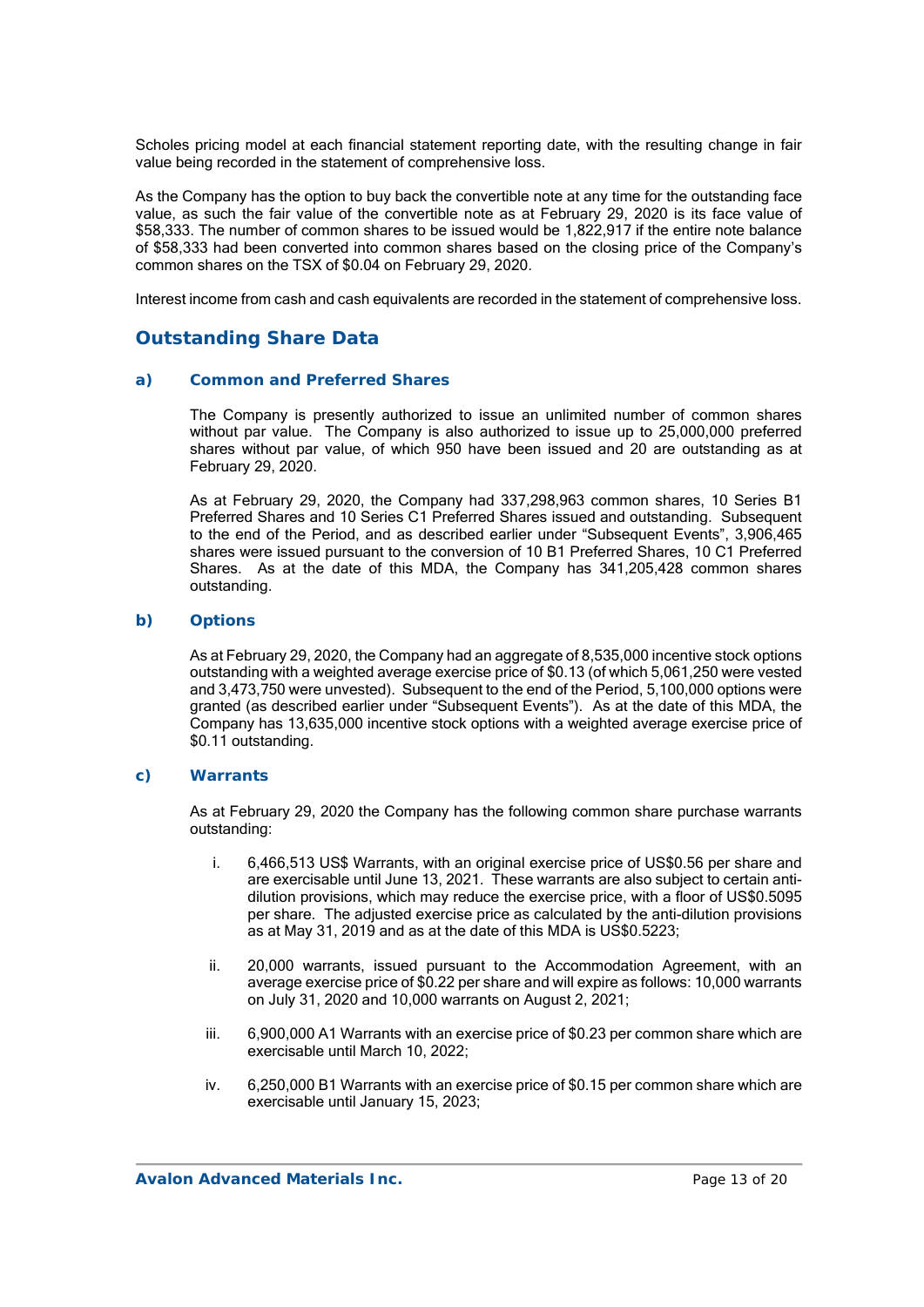Scholes pricing model at each financial statement reporting date, with the resulting change in fair value being recorded in the statement of comprehensive loss.

As the Company has the option to buy back the convertible note at any time for the outstanding face value, as such the fair value of the convertible note as at February 29, 2020 is its face value of $58,333. The number of common shares to be issued would be 1,822,917 if the entire note balance of $58,333 had been converted into common shares based on the closing price of the Company's common shares on the TSX of $0.04 on February 29, 2020.

Interest income from cash and cash equivalents are recorded in the statement of comprehensive loss.

## Outstanding Share Data

### a) Common and Preferred Shares

The Company is presently authorized to issue an unlimited number of common shares without par value. The Company is also authorized to issue up to 25,000,000 preferred shares without par value, of which 950 have been issued and 20 are outstanding as at February 29, 2020.

As at February 29, 2020, the Company had 337,298,963 common shares, 10 Series B1 Preferred Shares and 10 Series C1 Preferred Shares issued and outstanding. Subsequent to the end of the Period, and as described earlier under "Subsequent Events", 3,906,465 shares were issued pursuant to the conversion of 10 B1 Preferred Shares, 10 C1 Preferred Shares. As at the date of this MDA, the Company has 341,205,428 common shares outstanding.

### b) Options

As at February 29, 2020, the Company had an aggregate of 8,535,000 incentive stock options outstanding with a weighted average exercise price of $0.13 (of which 5,061,250 were vested and 3,473,750 were unvested). Subsequent to the end of the Period, 5,100,000 options were granted (as described earlier under "Subsequent Events"). As at the date of this MDA, the Company has 13,635,000 incentive stock options with a weighted average exercise price of $0.11 outstanding.

### c) Warrants

As at February 29, 2020 the Company has the following common share purchase warrants outstanding:

i. 6,466,513 US$ Warrants, with an original exercise price of US$0.56 per share and are exercisable until June 13, 2021. These warrants are also subject to certain anti-dilution provisions, which may reduce the exercise price, with a floor of US$0.5095 per share. The adjusted exercise price as calculated by the anti-dilution provisions as at May 31, 2019 and as at the date of this MDA is US$0.5223;

ii. 20,000 warrants, issued pursuant to the Accommodation Agreement, with an average exercise price of $0.22 per share and will expire as follows: 10,000 warrants on July 31, 2020 and 10,000 warrants on August 2, 2021;

iii. 6,900,000 A1 Warrants with an exercise price of $0.23 per common share which are exercisable until March 10, 2022;

iv. 6,250,000 B1 Warrants with an exercise price of $0.15 per common share which are exercisable until January 15, 2023;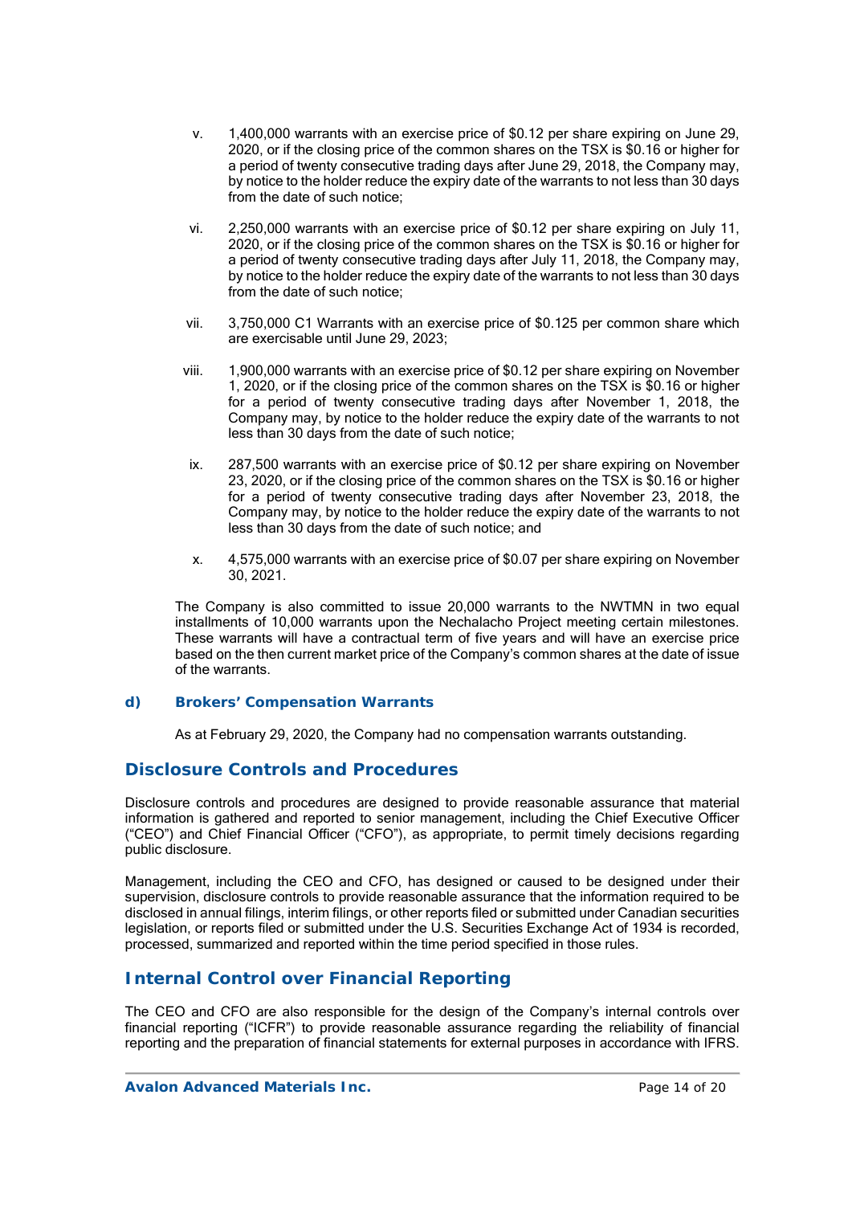v. 1,400,000 warrants with an exercise price of $0.12 per share expiring on June 29, 2020, or if the closing price of the common shares on the TSX is $0.16 or higher for a period of twenty consecutive trading days after June 29, 2018, the Company may, by notice to the holder reduce the expiry date of the warrants to not less than 30 days from the date of such notice;

vi. 2,250,000 warrants with an exercise price of $0.12 per share expiring on July 11, 2020, or if the closing price of the common shares on the TSX is $0.16 or higher for a period of twenty consecutive trading days after July 11, 2018, the Company may, by notice to the holder reduce the expiry date of the warrants to not less than 30 days from the date of such notice;

vii. 3,750,000 C1 Warrants with an exercise price of $0.125 per common share which are exercisable until June 29, 2023;

viii. 1,900,000 warrants with an exercise price of $0.12 per share expiring on November 1, 2020, or if the closing price of the common shares on the TSX is $0.16 or higher for a period of twenty consecutive trading days after November 1, 2018, the Company may, by notice to the holder reduce the expiry date of the warrants to not less than 30 days from the date of such notice;

ix. 287,500 warrants with an exercise price of $0.12 per share expiring on November 23, 2020, or if the closing price of the common shares on the TSX is $0.16 or higher for a period of twenty consecutive trading days after November 23, 2018, the Company may, by notice to the holder reduce the expiry date of the warrants to not less than 30 days from the date of such notice; and

x. 4,575,000 warrants with an exercise price of $0.07 per share expiring on November 30, 2021.

The Company is also committed to issue 20,000 warrants to the NWTMN in two equal installments of 10,000 warrants upon the Nechalacho Project meeting certain milestones. These warrants will have a contractual term of five years and will have an exercise price based on the then current market price of the Company's common shares at the date of issue of the warrants.

### d) Brokers' Compensation Warrants

As at February 29, 2020, the Company had no compensation warrants outstanding.

## Disclosure Controls and Procedures

Disclosure controls and procedures are designed to provide reasonable assurance that material information is gathered and reported to senior management, including the Chief Executive Officer ("CEO") and Chief Financial Officer ("CFO"), as appropriate, to permit timely decisions regarding public disclosure.

Management, including the CEO and CFO, has designed or caused to be designed under their supervision, disclosure controls to provide reasonable assurance that the information required to be disclosed in annual filings, interim filings, or other reports filed or submitted under Canadian securities legislation, or reports filed or submitted under the U.S. Securities Exchange Act of 1934 is recorded, processed, summarized and reported within the time period specified in those rules.

## Internal Control over Financial Reporting

The CEO and CFO are also responsible for the design of the Company's internal controls over financial reporting ("ICFR") to provide reasonable assurance regarding the reliability of financial reporting and the preparation of financial statements for external purposes in accordance with IFRS.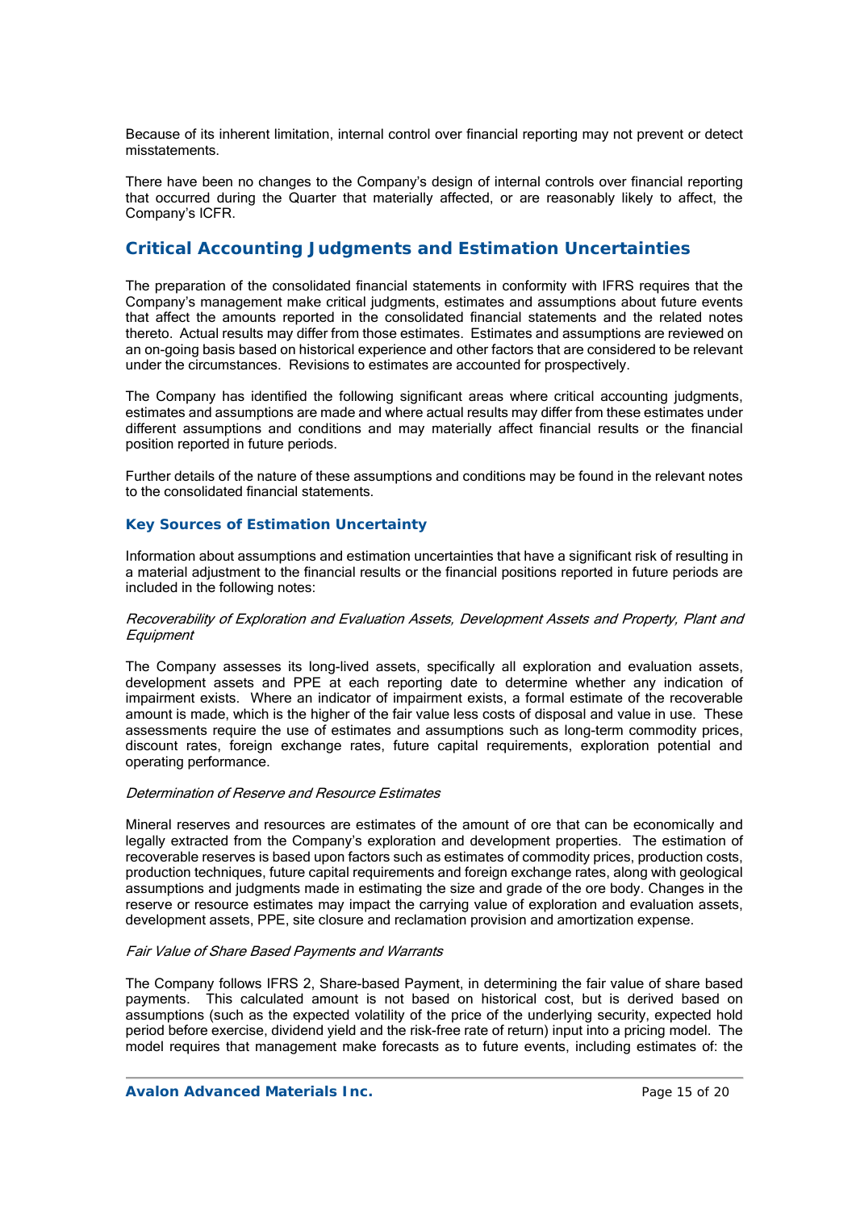Because of its inherent limitation, internal control over financial reporting may not prevent or detect misstatements.

There have been no changes to the Company's design of internal controls over financial reporting that occurred during the Quarter that materially affected, or are reasonably likely to affect, the Company's ICFR.

## Critical Accounting Judgments and Estimation Uncertainties

The preparation of the consolidated financial statements in conformity with IFRS requires that the Company's management make critical judgments, estimates and assumptions about future events that affect the amounts reported in the consolidated financial statements and the related notes thereto. Actual results may differ from those estimates. Estimates and assumptions are reviewed on an on-going basis based on historical experience and other factors that are considered to be relevant under the circumstances. Revisions to estimates are accounted for prospectively.

The Company has identified the following significant areas where critical accounting judgments, estimates and assumptions are made and where actual results may differ from these estimates under different assumptions and conditions and may materially affect financial results or the financial position reported in future periods.

Further details of the nature of these assumptions and conditions may be found in the relevant notes to the consolidated financial statements.

### Key Sources of Estimation Uncertainty

Information about assumptions and estimation uncertainties that have a significant risk of resulting in a material adjustment to the financial results or the financial positions reported in future periods are included in the following notes:

*Recoverability of Exploration and Evaluation Assets, Development Assets and Property, Plant and Equipment*

The Company assesses its long-lived assets, specifically all exploration and evaluation assets, development assets and PPE at each reporting date to determine whether any indication of impairment exists. Where an indicator of impairment exists, a formal estimate of the recoverable amount is made, which is the higher of the fair value less costs of disposal and value in use. These assessments require the use of estimates and assumptions such as long-term commodity prices, discount rates, foreign exchange rates, future capital requirements, exploration potential and operating performance.

*Determination of Reserve and Resource Estimates*

Mineral reserves and resources are estimates of the amount of ore that can be economically and legally extracted from the Company's exploration and development properties. The estimation of recoverable reserves is based upon factors such as estimates of commodity prices, production costs, production techniques, future capital requirements and foreign exchange rates, along with geological assumptions and judgments made in estimating the size and grade of the ore body. Changes in the reserve or resource estimates may impact the carrying value of exploration and evaluation assets, development assets, PPE, site closure and reclamation provision and amortization expense.

*Fair Value of Share Based Payments and Warrants*

The Company follows IFRS 2, Share-based Payment, in determining the fair value of share based payments. This calculated amount is not based on historical cost, but is derived based on assumptions (such as the expected volatility of the price of the underlying security, expected hold period before exercise, dividend yield and the risk-free rate of return) input into a pricing model. The model requires that management make forecasts as to future events, including estimates of: the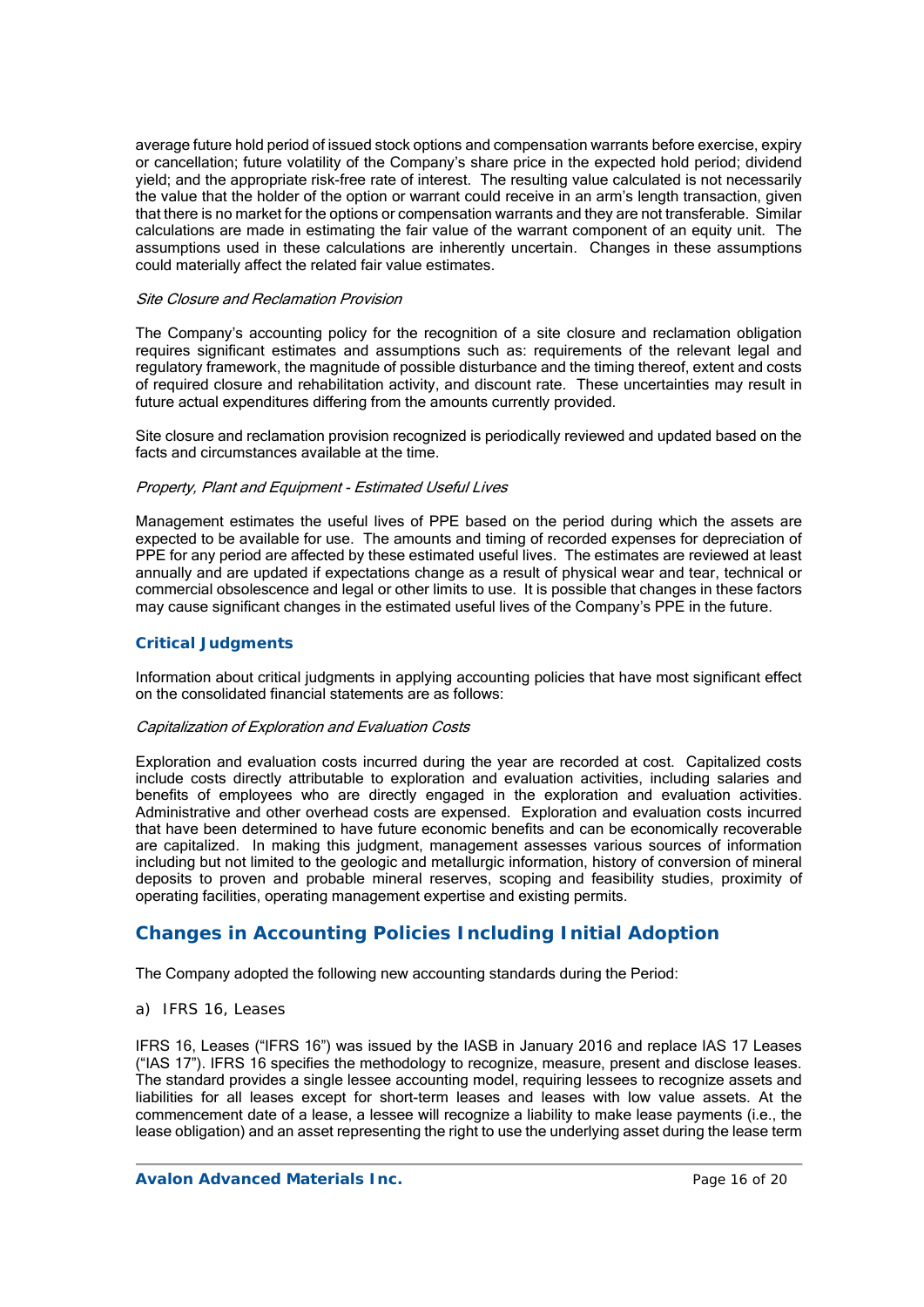average future hold period of issued stock options and compensation warrants before exercise, expiry or cancellation; future volatility of the Company's share price in the expected hold period; dividend yield; and the appropriate risk-free rate of interest. The resulting value calculated is not necessarily the value that the holder of the option or warrant could receive in an arm's length transaction, given that there is no market for the options or compensation warrants and they are not transferable. Similar calculations are made in estimating the fair value of the warrant component of an equity unit. The assumptions used in these calculations are inherently uncertain. Changes in these assumptions could materially affect the related fair value estimates.

*Site Closure and Reclamation Provision*

The Company's accounting policy for the recognition of a site closure and reclamation obligation requires significant estimates and assumptions such as: requirements of the relevant legal and regulatory framework, the magnitude of possible disturbance and the timing thereof, extent and costs of required closure and rehabilitation activity, and discount rate. These uncertainties may result in future actual expenditures differing from the amounts currently provided.

Site closure and reclamation provision recognized is periodically reviewed and updated based on the facts and circumstances available at the time.

*Property, Plant and Equipment - Estimated Useful Lives*

Management estimates the useful lives of PPE based on the period during which the assets are expected to be available for use. The amounts and timing of recorded expenses for depreciation of PPE for any period are affected by these estimated useful lives. The estimates are reviewed at least annually and are updated if expectations change as a result of physical wear and tear, technical or commercial obsolescence and legal or other limits to use. It is possible that changes in these factors may cause significant changes in the estimated useful lives of the Company's PPE in the future.

### Critical Judgments

Information about critical judgments in applying accounting policies that have most significant effect on the consolidated financial statements are as follows:

*Capitalization of Exploration and Evaluation Costs*

Exploration and evaluation costs incurred during the year are recorded at cost. Capitalized costs include costs directly attributable to exploration and evaluation activities, including salaries and benefits of employees who are directly engaged in the exploration and evaluation activities. Administrative and other overhead costs are expensed. Exploration and evaluation costs incurred that have been determined to have future economic benefits and can be economically recoverable are capitalized. In making this judgment, management assesses various sources of information including but not limited to the geologic and metallurgic information, history of conversion of mineral deposits to proven and probable mineral reserves, scoping and feasibility studies, proximity of operating facilities, operating management expertise and existing permits.

## Changes in Accounting Policies Including Initial Adoption

The Company adopted the following new accounting standards during the Period:

a) IFRS 16, Leases

IFRS 16, Leases ("IFRS 16") was issued by the IASB in January 2016 and replace IAS 17 Leases ("IAS 17"). IFRS 16 specifies the methodology to recognize, measure, present and disclose leases. The standard provides a single lessee accounting model, requiring lessees to recognize assets and liabilities for all leases except for short-term leases and leases with low value assets. At the commencement date of a lease, a lessee will recognize a liability to make lease payments (i.e., the lease obligation) and an asset representing the right to use the underlying asset during the lease term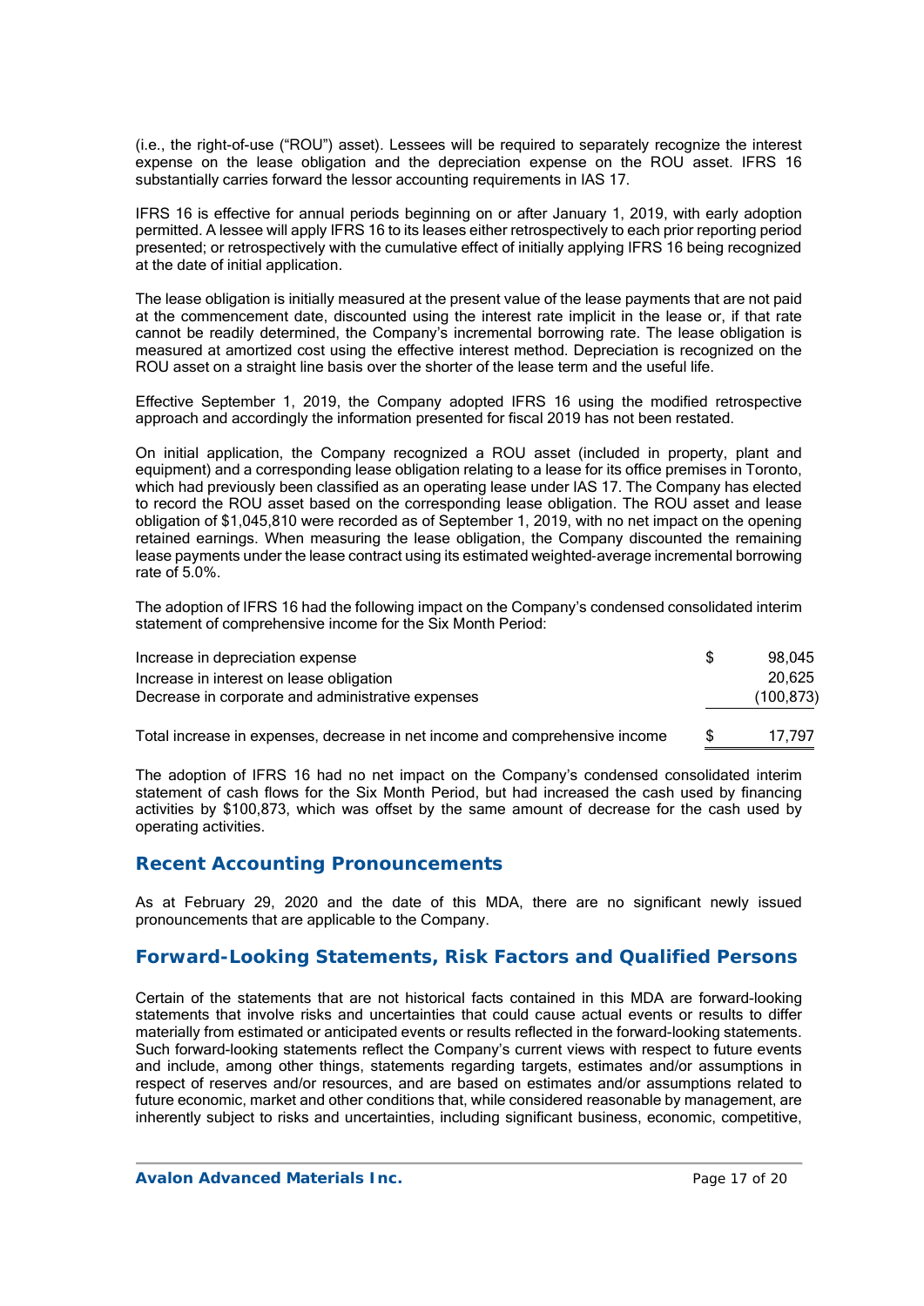(i.e., the right-of-use ("ROU") asset). Lessees will be required to separately recognize the interest expense on the lease obligation and the depreciation expense on the ROU asset. IFRS 16 substantially carries forward the lessor accounting requirements in IAS 17.

IFRS 16 is effective for annual periods beginning on or after January 1, 2019, with early adoption permitted. A lessee will apply IFRS 16 to its leases either retrospectively to each prior reporting period presented; or retrospectively with the cumulative effect of initially applying IFRS 16 being recognized at the date of initial application.

The lease obligation is initially measured at the present value of the lease payments that are not paid at the commencement date, discounted using the interest rate implicit in the lease or, if that rate cannot be readily determined, the Company's incremental borrowing rate. The lease obligation is measured at amortized cost using the effective interest method. Depreciation is recognized on the ROU asset on a straight line basis over the shorter of the lease term and the useful life.

Effective September 1, 2019, the Company adopted IFRS 16 using the modified retrospective approach and accordingly the information presented for fiscal 2019 has not been restated.

On initial application, the Company recognized a ROU asset (included in property, plant and equipment) and a corresponding lease obligation relating to a lease for its office premises in Toronto, which had previously been classified as an operating lease under IAS 17. The Company has elected to record the ROU asset based on the corresponding lease obligation. The ROU asset and lease obligation of $1,045,810 were recorded as of September 1, 2019, with no net impact on the opening retained earnings. When measuring the lease obligation, the Company discounted the remaining lease payments under the lease contract using its estimated weighted-average incremental borrowing rate of 5.0%.

The adoption of IFRS 16 had the following impact on the Company's condensed consolidated interim statement of comprehensive income for the Six Month Period:

| | | |
|---|---|---|
| Increase in depreciation expense | $ | 98,045 |
| Increase in interest on lease obligation | | 20,625 |
| Decrease in corporate and administrative expenses | | (100,873) |
| Total increase in expenses, decrease in net income and comprehensive income | $ | 17,797 |

The adoption of IFRS 16 had no net impact on the Company's condensed consolidated interim statement of cash flows for the Six Month Period, but had increased the cash used by financing activities by $100,873, which was offset by the same amount of decrease for the cash used by operating activities.

## Recent Accounting Pronouncements

As at February 29, 2020 and the date of this MDA, there are no significant newly issued pronouncements that are applicable to the Company.

## Forward-Looking Statements, Risk Factors and Qualified Persons

Certain of the statements that are not historical facts contained in this MDA are forward-looking statements that involve risks and uncertainties that could cause actual events or results to differ materially from estimated or anticipated events or results reflected in the forward-looking statements. Such forward-looking statements reflect the Company's current views with respect to future events and include, among other things, statements regarding targets, estimates and/or assumptions in respect of reserves and/or resources, and are based on estimates and/or assumptions related to future economic, market and other conditions that, while considered reasonable by management, are inherently subject to risks and uncertainties, including significant business, economic, competitive,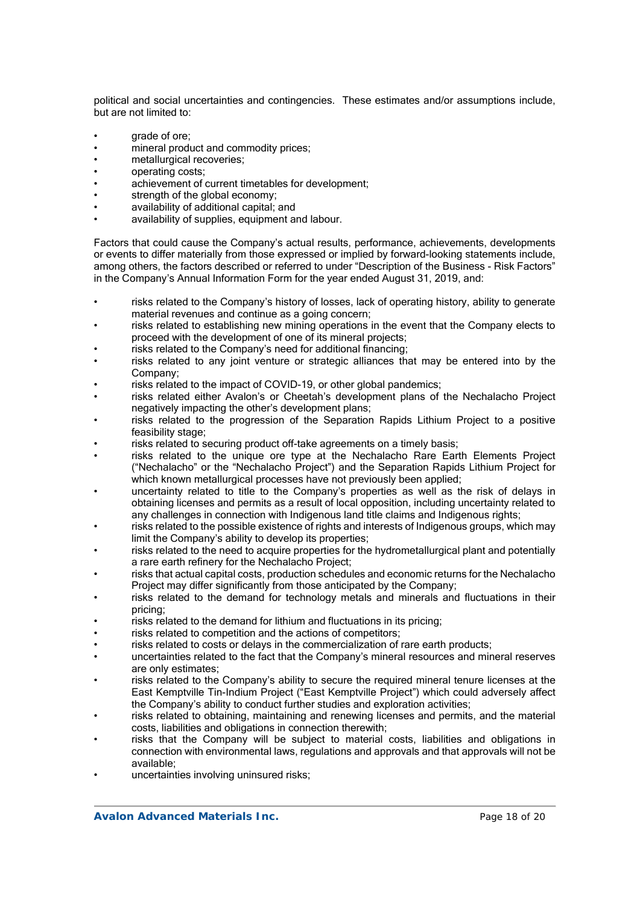political and social uncertainties and contingencies. These estimates and/or assumptions include, but are not limited to:

- grade of ore;
- mineral product and commodity prices;
- metallurgical recoveries;
- operating costs;
- achievement of current timetables for development;
- strength of the global economy;
- availability of additional capital; and
- availability of supplies, equipment and labour.

Factors that could cause the Company's actual results, performance, achievements, developments or events to differ materially from those expressed or implied by forward-looking statements include, among others, the factors described or referred to under "Description of the Business - Risk Factors" in the Company's Annual Information Form for the year ended August 31, 2019, and:

- risks related to the Company's history of losses, lack of operating history, ability to generate material revenues and continue as a going concern;
- risks related to establishing new mining operations in the event that the Company elects to proceed with the development of one of its mineral projects;
- risks related to the Company's need for additional financing;
- risks related to any joint venture or strategic alliances that may be entered into by the Company;
- risks related to the impact of COVID-19, or other global pandemics;
- risks related either Avalon's or Cheetah's development plans of the Nechalacho Project negatively impacting the other's development plans;
- risks related to the progression of the Separation Rapids Lithium Project to a positive feasibility stage;
- risks related to securing product off-take agreements on a timely basis;
- risks related to the unique ore type at the Nechalacho Rare Earth Elements Project ("Nechalacho" or the "Nechalacho Project") and the Separation Rapids Lithium Project for which known metallurgical processes have not previously been applied;
- uncertainty related to title to the Company's properties as well as the risk of delays in obtaining licenses and permits as a result of local opposition, including uncertainty related to any challenges in connection with Indigenous land title claims and Indigenous rights;
- risks related to the possible existence of rights and interests of Indigenous groups, which may limit the Company's ability to develop its properties;
- risks related to the need to acquire properties for the hydrometallurgical plant and potentially a rare earth refinery for the Nechalacho Project;
- risks that actual capital costs, production schedules and economic returns for the Nechalacho Project may differ significantly from those anticipated by the Company;
- risks related to the demand for technology metals and minerals and fluctuations in their pricing;
- risks related to the demand for lithium and fluctuations in its pricing;
- risks related to competition and the actions of competitors;
- risks related to costs or delays in the commercialization of rare earth products;
- uncertainties related to the fact that the Company's mineral resources and mineral reserves are only estimates;
- risks related to the Company's ability to secure the required mineral tenure licenses at the East Kemptville Tin-Indium Project ("East Kemptville Project") which could adversely affect the Company's ability to conduct further studies and exploration activities;
- risks related to obtaining, maintaining and renewing licenses and permits, and the material costs, liabilities and obligations in connection therewith;
- risks that the Company will be subject to material costs, liabilities and obligations in connection with environmental laws, regulations and approvals and that approvals will not be available;
- uncertainties involving uninsured risks;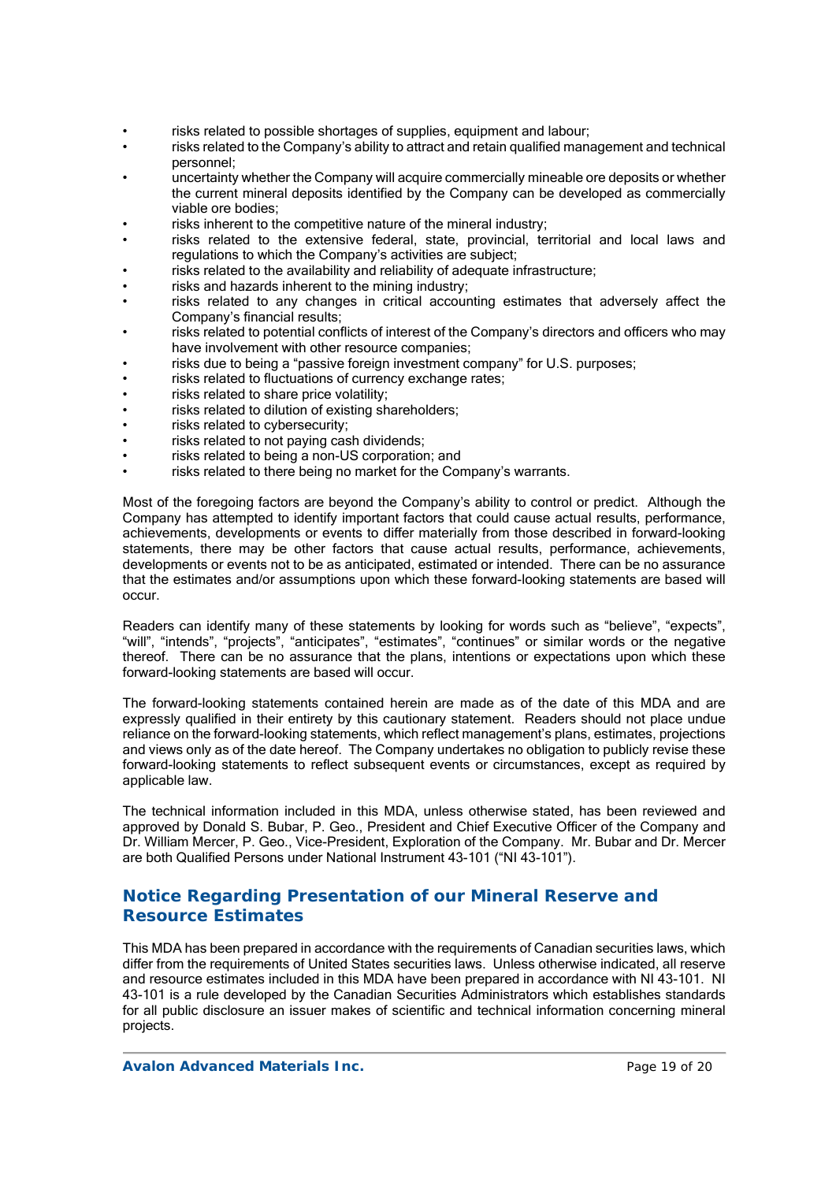- risks related to possible shortages of supplies, equipment and labour;
- risks related to the Company's ability to attract and retain qualified management and technical personnel;
- uncertainty whether the Company will acquire commercially mineable ore deposits or whether the current mineral deposits identified by the Company can be developed as commercially viable ore bodies;
- risks inherent to the competitive nature of the mineral industry;
- risks related to the extensive federal, state, provincial, territorial and local laws and regulations to which the Company's activities are subject;
- risks related to the availability and reliability of adequate infrastructure;
- risks and hazards inherent to the mining industry;
- risks related to any changes in critical accounting estimates that adversely affect the Company's financial results;
- risks related to potential conflicts of interest of the Company's directors and officers who may have involvement with other resource companies;
- risks due to being a "passive foreign investment company" for U.S. purposes;
- risks related to fluctuations of currency exchange rates;
- risks related to share price volatility;
- risks related to dilution of existing shareholders;
- risks related to cybersecurity;
- risks related to not paying cash dividends;
- risks related to being a non-US corporation; and
- risks related to there being no market for the Company's warrants.

Most of the foregoing factors are beyond the Company's ability to control or predict. Although the Company has attempted to identify important factors that could cause actual results, performance, achievements, developments or events to differ materially from those described in forward-looking statements, there may be other factors that cause actual results, performance, achievements, developments or events not to be as anticipated, estimated or intended. There can be no assurance that the estimates and/or assumptions upon which these forward-looking statements are based will occur.

Readers can identify many of these statements by looking for words such as "believe", "expects", "will", "intends", "projects", "anticipates", "estimates", "continues" or similar words or the negative thereof. There can be no assurance that the plans, intentions or expectations upon which these forward-looking statements are based will occur.

The forward-looking statements contained herein are made as of the date of this MDA and are expressly qualified in their entirety by this cautionary statement. Readers should not place undue reliance on the forward-looking statements, which reflect management's plans, estimates, projections and views only as of the date hereof. The Company undertakes no obligation to publicly revise these forward-looking statements to reflect subsequent events or circumstances, except as required by applicable law.

The technical information included in this MDA, unless otherwise stated, has been reviewed and approved by Donald S. Bubar, P. Geo., President and Chief Executive Officer of the Company and Dr. William Mercer, P. Geo., Vice-President, Exploration of the Company. Mr. Bubar and Dr. Mercer are both Qualified Persons under National Instrument 43-101 ("NI 43-101").

## Notice Regarding Presentation of our Mineral Reserve and Resource Estimates

This MDA has been prepared in accordance with the requirements of Canadian securities laws, which differ from the requirements of United States securities laws. Unless otherwise indicated, all reserve and resource estimates included in this MDA have been prepared in accordance with NI 43-101. NI 43-101 is a rule developed by the Canadian Securities Administrators which establishes standards for all public disclosure an issuer makes of scientific and technical information concerning mineral projects.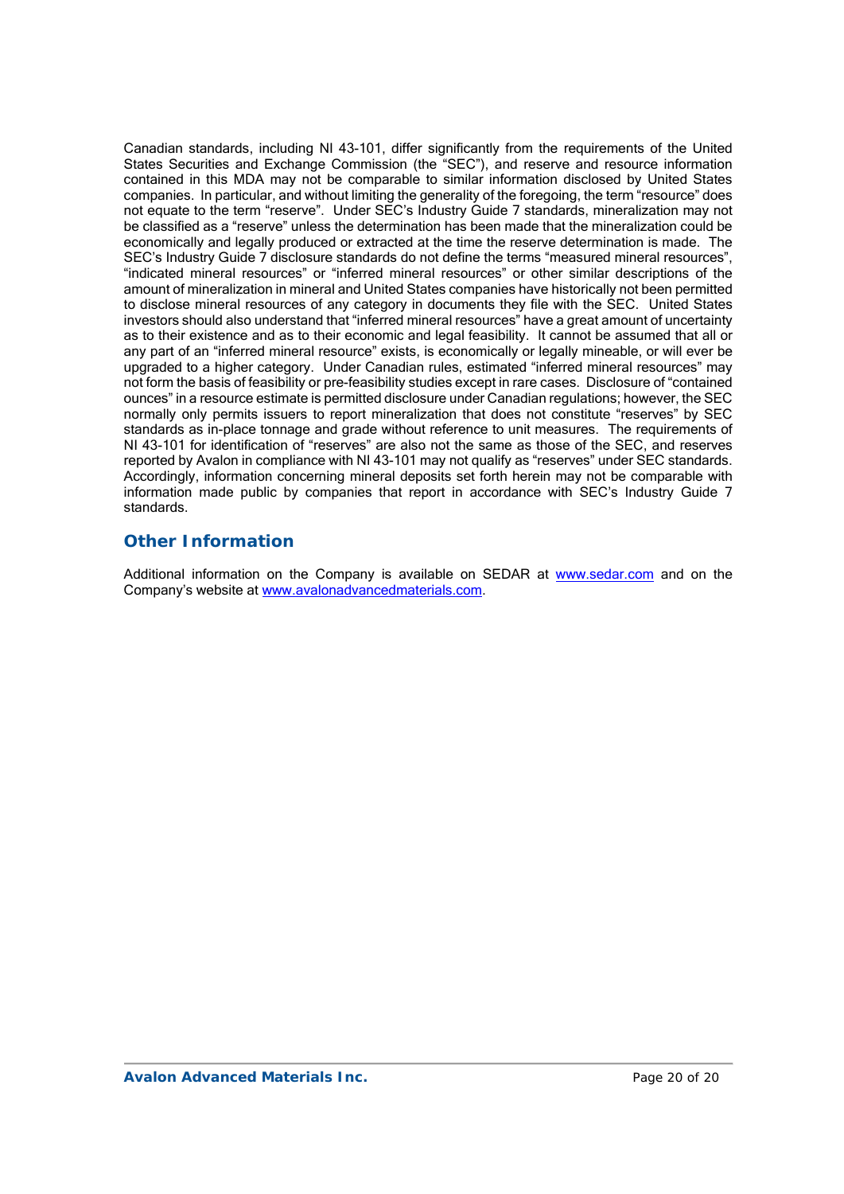Canadian standards, including NI 43-101, differ significantly from the requirements of the United States Securities and Exchange Commission (the "SEC"), and reserve and resource information contained in this MDA may not be comparable to similar information disclosed by United States companies. In particular, and without limiting the generality of the foregoing, the term "resource" does not equate to the term "reserve". Under SEC's Industry Guide 7 standards, mineralization may not be classified as a "reserve" unless the determination has been made that the mineralization could be economically and legally produced or extracted at the time the reserve determination is made. The SEC's Industry Guide 7 disclosure standards do not define the terms "measured mineral resources", "indicated mineral resources" or "inferred mineral resources" or other similar descriptions of the amount of mineralization in mineral and United States companies have historically not been permitted to disclose mineral resources of any category in documents they file with the SEC. United States investors should also understand that "inferred mineral resources" have a great amount of uncertainty as to their existence and as to their economic and legal feasibility. It cannot be assumed that all or any part of an "inferred mineral resource" exists, is economically or legally mineable, or will ever be upgraded to a higher category. Under Canadian rules, estimated "inferred mineral resources" may not form the basis of feasibility or pre-feasibility studies except in rare cases. Disclosure of "contained ounces" in a resource estimate is permitted disclosure under Canadian regulations; however, the SEC normally only permits issuers to report mineralization that does not constitute "reserves" by SEC standards as in-place tonnage and grade without reference to unit measures. The requirements of NI 43-101 for identification of "reserves" are also not the same as those of the SEC, and reserves reported by Avalon in compliance with NI 43-101 may not qualify as "reserves" under SEC standards. Accordingly, information concerning mineral deposits set forth herein may not be comparable with information made public by companies that report in accordance with SEC's Industry Guide 7 standards.

## Other Information

Additional information on the Company is available on SEDAR at www.sedar.com and on the Company's website at www.avalonadvancedmaterials.com.